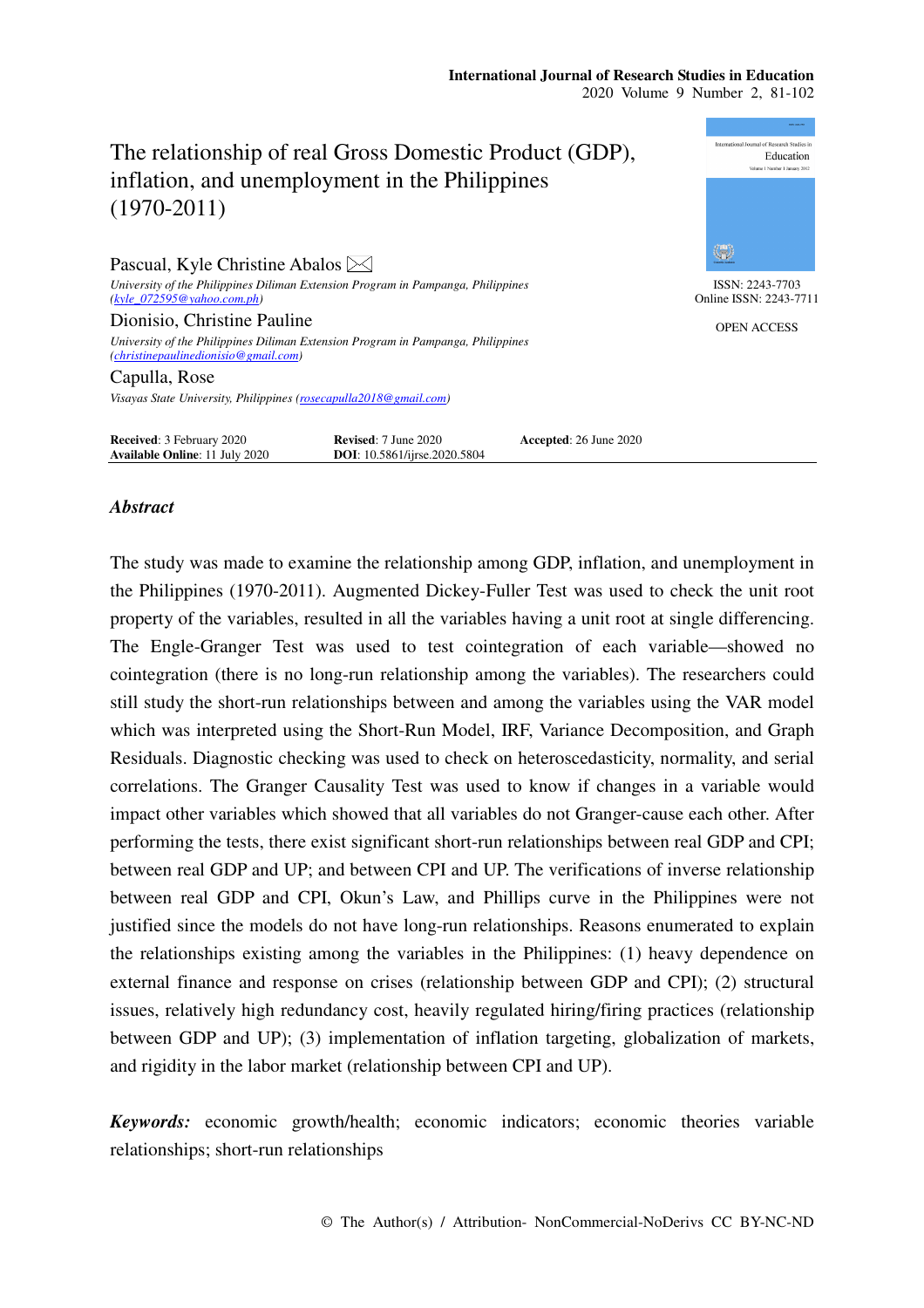# The relationship of real Gross Domestic Product (GDP), inflation, and unemployment in the Philippines (1970-2011)

Pascual, Kyle Christine Abalos ✉
*University of the Philippines Diliman Extension Program in Pampanga, Philippines (kyle_072595@yahoo.com.ph)*

Dionisio, Christine Pauline
*University of the Philippines Diliman Extension Program in Pampanga, Philippines (christinepaulinedionisio@gmail.com)*

Capulla, Rose
*Visayas State University, Philippines (rosecapulla2018@gmail.com)*

ISSN: 2243-7703
Online ISSN: 2243-7711

OPEN ACCESS

**Received**: 3 February 2020 **Revised**: 7 June 2020 **Accepted**: 26 June 2020
**Available Online**: 11 July 2020 **DOI**: 10.5861/ijrse.2020.5804

## *Abstract*

The study was made to examine the relationship among GDP, inflation, and unemployment in the Philippines (1970-2011). Augmented Dickey-Fuller Test was used to check the unit root property of the variables, resulted in all the variables having a unit root at single differencing. The Engle-Granger Test was used to test cointegration of each variable—showed no cointegration (there is no long-run relationship among the variables). The researchers could still study the short-run relationships between and among the variables using the VAR model which was interpreted using the Short-Run Model, IRF, Variance Decomposition, and Graph Residuals. Diagnostic checking was used to check on heteroscedasticity, normality, and serial correlations. The Granger Causality Test was used to know if changes in a variable would impact other variables which showed that all variables do not Granger-cause each other. After performing the tests, there exist significant short-run relationships between real GDP and CPI; between real GDP and UP; and between CPI and UP. The verifications of inverse relationship between real GDP and CPI, Okun's Law, and Phillips curve in the Philippines were not justified since the models do not have long-run relationships. Reasons enumerated to explain the relationships existing among the variables in the Philippines: (1) heavy dependence on external finance and response on crises (relationship between GDP and CPI); (2) structural issues, relatively high redundancy cost, heavily regulated hiring/firing practices (relationship between GDP and UP); (3) implementation of inflation targeting, globalization of markets, and rigidity in the labor market (relationship between CPI and UP).

***Keywords:*** economic growth/health; economic indicators; economic theories variable relationships; short-run relationships

© The Author(s) / Attribution- NonCommercial-NoDerivs CC BY-NC-ND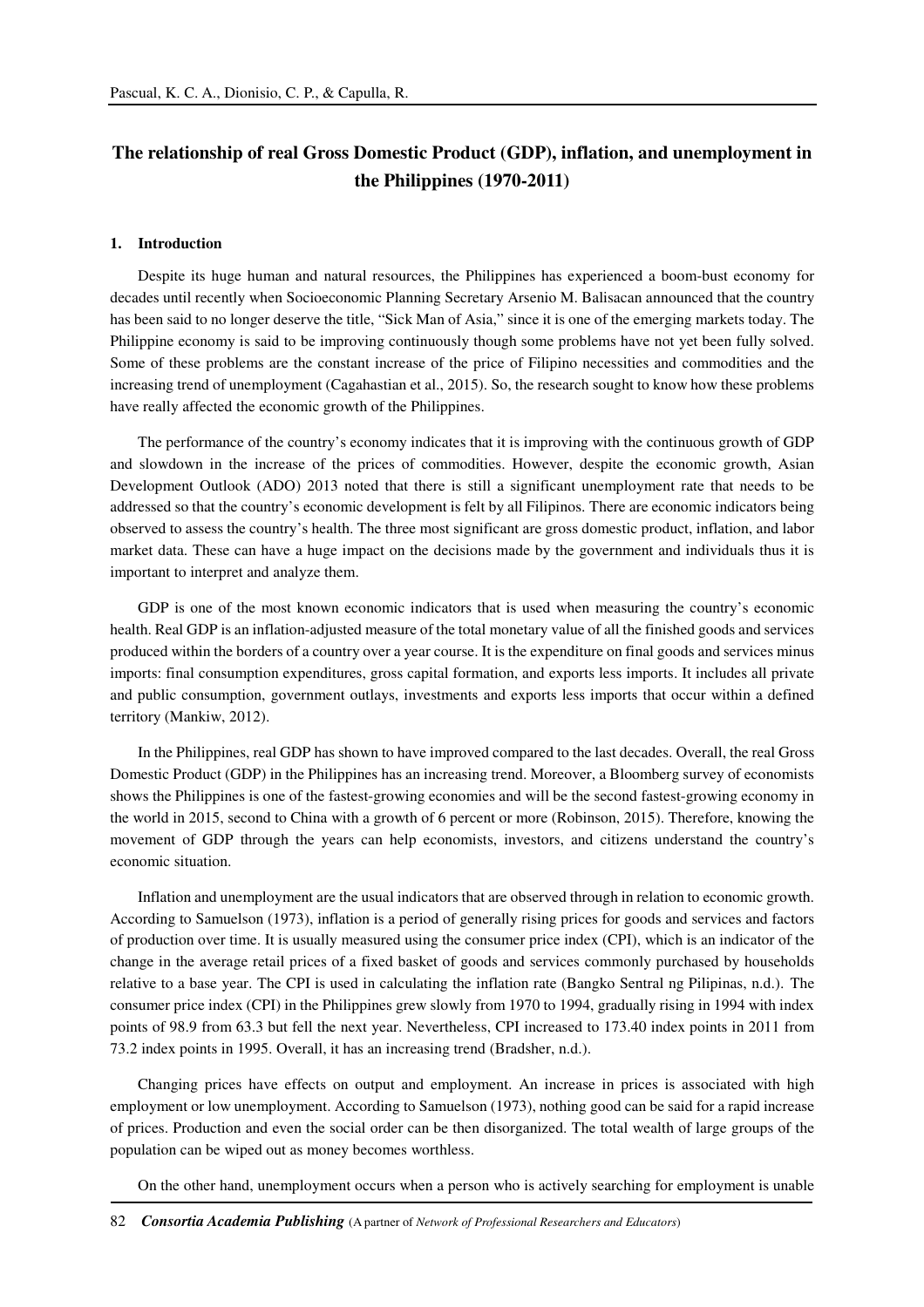# The relationship of real Gross Domestic Product (GDP), inflation, and unemployment in the Philippines (1970-2011)

## 1. Introduction

Despite its huge human and natural resources, the Philippines has experienced a boom-bust economy for decades until recently when Socioeconomic Planning Secretary Arsenio M. Balisacan announced that the country has been said to no longer deserve the title, "Sick Man of Asia," since it is one of the emerging markets today. The Philippine economy is said to be improving continuously though some problems have not yet been fully solved. Some of these problems are the constant increase of the price of Filipino necessities and commodities and the increasing trend of unemployment (Cagahastian et al., 2015). So, the research sought to know how these problems have really affected the economic growth of the Philippines.

The performance of the country's economy indicates that it is improving with the continuous growth of GDP and slowdown in the increase of the prices of commodities. However, despite the economic growth, Asian Development Outlook (ADO) 2013 noted that there is still a significant unemployment rate that needs to be addressed so that the country's economic development is felt by all Filipinos. There are economic indicators being observed to assess the country's health. The three most significant are gross domestic product, inflation, and labor market data. These can have a huge impact on the decisions made by the government and individuals thus it is important to interpret and analyze them.

GDP is one of the most known economic indicators that is used when measuring the country's economic health. Real GDP is an inflation-adjusted measure of the total monetary value of all the finished goods and services produced within the borders of a country over a year course. It is the expenditure on final goods and services minus imports: final consumption expenditures, gross capital formation, and exports less imports. It includes all private and public consumption, government outlays, investments and exports less imports that occur within a defined territory (Mankiw, 2012).

In the Philippines, real GDP has shown to have improved compared to the last decades. Overall, the real Gross Domestic Product (GDP) in the Philippines has an increasing trend. Moreover, a Bloomberg survey of economists shows the Philippines is one of the fastest-growing economies and will be the second fastest-growing economy in the world in 2015, second to China with a growth of 6 percent or more (Robinson, 2015). Therefore, knowing the movement of GDP through the years can help economists, investors, and citizens understand the country's economic situation.

Inflation and unemployment are the usual indicators that are observed through in relation to economic growth. According to Samuelson (1973), inflation is a period of generally rising prices for goods and services and factors of production over time. It is usually measured using the consumer price index (CPI), which is an indicator of the change in the average retail prices of a fixed basket of goods and services commonly purchased by households relative to a base year. The CPI is used in calculating the inflation rate (Bangko Sentral ng Pilipinas, n.d.). The consumer price index (CPI) in the Philippines grew slowly from 1970 to 1994, gradually rising in 1994 with index points of 98.9 from 63.3 but fell the next year. Nevertheless, CPI increased to 173.40 index points in 2011 from 73.2 index points in 1995. Overall, it has an increasing trend (Bradsher, n.d.).

Changing prices have effects on output and employment. An increase in prices is associated with high employment or low unemployment. According to Samuelson (1973), nothing good can be said for a rapid increase of prices. Production and even the social order can be then disorganized. The total wealth of large groups of the population can be wiped out as money becomes worthless.

On the other hand, unemployment occurs when a person who is actively searching for employment is unable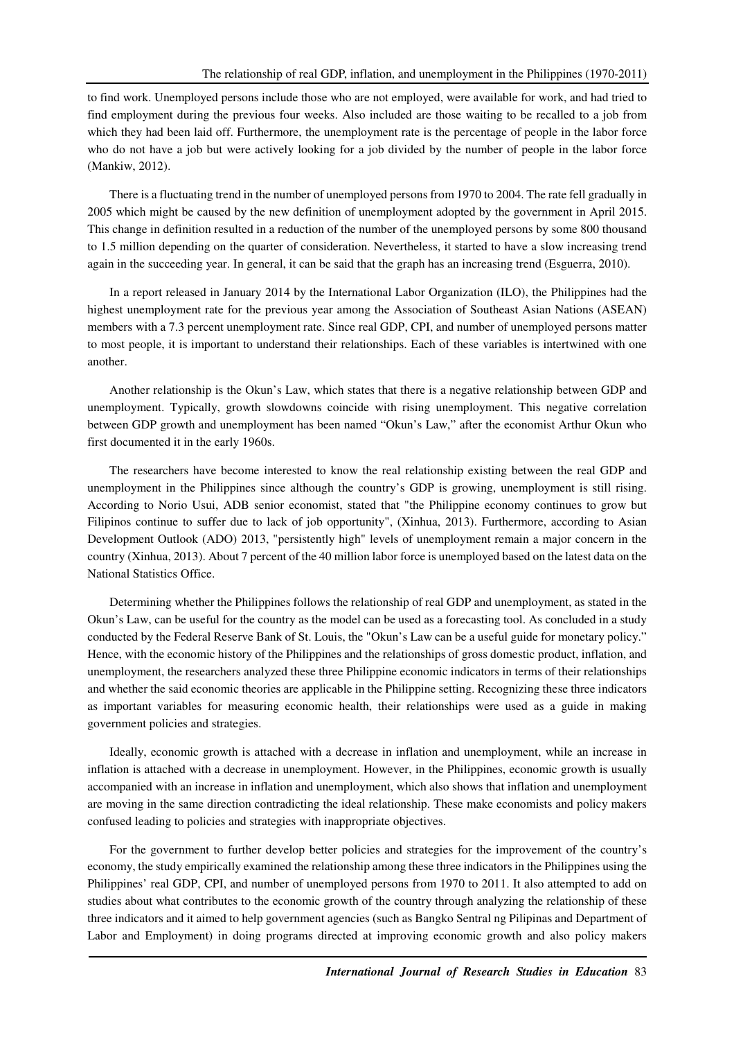to find work. Unemployed persons include those who are not employed, were available for work, and had tried to find employment during the previous four weeks. Also included are those waiting to be recalled to a job from which they had been laid off. Furthermore, the unemployment rate is the percentage of people in the labor force who do not have a job but were actively looking for a job divided by the number of people in the labor force (Mankiw, 2012).

There is a fluctuating trend in the number of unemployed persons from 1970 to 2004. The rate fell gradually in 2005 which might be caused by the new definition of unemployment adopted by the government in April 2015. This change in definition resulted in a reduction of the number of the unemployed persons by some 800 thousand to 1.5 million depending on the quarter of consideration. Nevertheless, it started to have a slow increasing trend again in the succeeding year. In general, it can be said that the graph has an increasing trend (Esguerra, 2010).

In a report released in January 2014 by the International Labor Organization (ILO), the Philippines had the highest unemployment rate for the previous year among the Association of Southeast Asian Nations (ASEAN) members with a 7.3 percent unemployment rate. Since real GDP, CPI, and number of unemployed persons matter to most people, it is important to understand their relationships. Each of these variables is intertwined with one another.

Another relationship is the Okun's Law, which states that there is a negative relationship between GDP and unemployment. Typically, growth slowdowns coincide with rising unemployment. This negative correlation between GDP growth and unemployment has been named "Okun's Law," after the economist Arthur Okun who first documented it in the early 1960s.

The researchers have become interested to know the real relationship existing between the real GDP and unemployment in the Philippines since although the country's GDP is growing, unemployment is still rising. According to Norio Usui, ADB senior economist, stated that "the Philippine economy continues to grow but Filipinos continue to suffer due to lack of job opportunity", (Xinhua, 2013). Furthermore, according to Asian Development Outlook (ADO) 2013, "persistently high" levels of unemployment remain a major concern in the country (Xinhua, 2013). About 7 percent of the 40 million labor force is unemployed based on the latest data on the National Statistics Office.

Determining whether the Philippines follows the relationship of real GDP and unemployment, as stated in the Okun's Law, can be useful for the country as the model can be used as a forecasting tool. As concluded in a study conducted by the Federal Reserve Bank of St. Louis, the "Okun's Law can be a useful guide for monetary policy." Hence, with the economic history of the Philippines and the relationships of gross domestic product, inflation, and unemployment, the researchers analyzed these three Philippine economic indicators in terms of their relationships and whether the said economic theories are applicable in the Philippine setting. Recognizing these three indicators as important variables for measuring economic health, their relationships were used as a guide in making government policies and strategies.

Ideally, economic growth is attached with a decrease in inflation and unemployment, while an increase in inflation is attached with a decrease in unemployment. However, in the Philippines, economic growth is usually accompanied with an increase in inflation and unemployment, which also shows that inflation and unemployment are moving in the same direction contradicting the ideal relationship. These make economists and policy makers confused leading to policies and strategies with inappropriate objectives.

For the government to further develop better policies and strategies for the improvement of the country's economy, the study empirically examined the relationship among these three indicators in the Philippines using the Philippines' real GDP, CPI, and number of unemployed persons from 1970 to 2011. It also attempted to add on studies about what contributes to the economic growth of the country through analyzing the relationship of these three indicators and it aimed to help government agencies (such as Bangko Sentral ng Pilipinas and Department of Labor and Employment) in doing programs directed at improving economic growth and also policy makers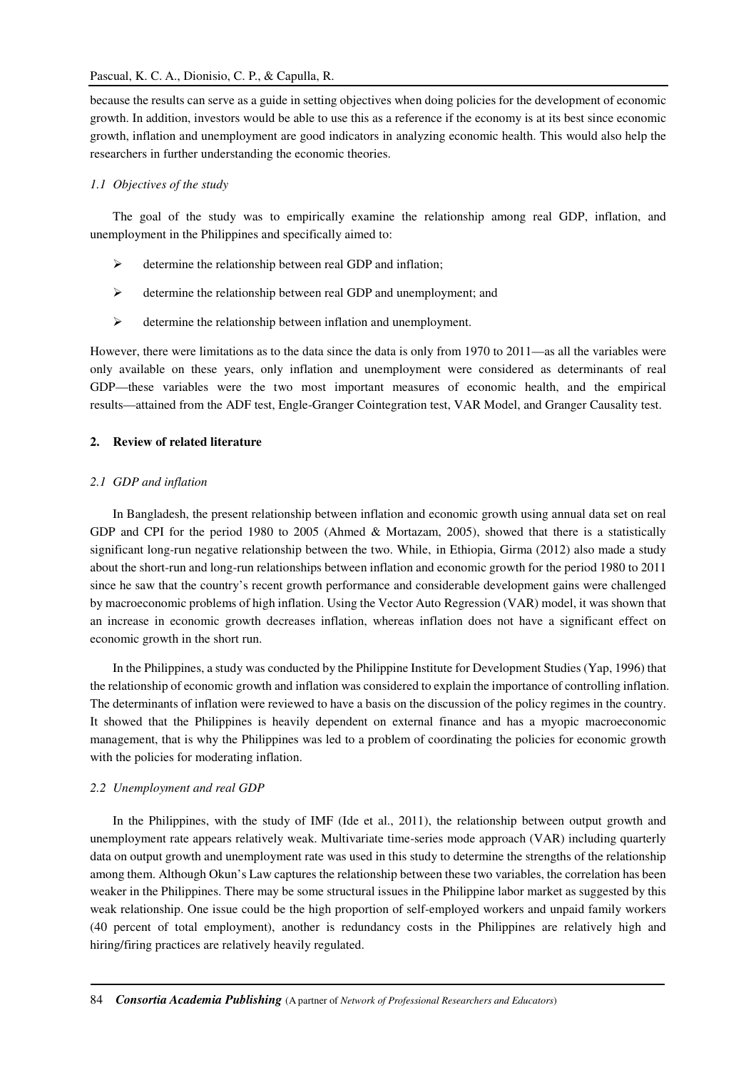because the results can serve as a guide in setting objectives when doing policies for the development of economic growth. In addition, investors would be able to use this as a reference if the economy is at its best since economic growth, inflation and unemployment are good indicators in analyzing economic health. This would also help the researchers in further understanding the economic theories.

### *1.1 Objectives of the study*

The goal of the study was to empirically examine the relationship among real GDP, inflation, and unemployment in the Philippines and specifically aimed to:

- determine the relationship between real GDP and inflation;
- determine the relationship between real GDP and unemployment; and
- determine the relationship between inflation and unemployment.

However, there were limitations as to the data since the data is only from 1970 to 2011—as all the variables were only available on these years, only inflation and unemployment were considered as determinants of real GDP—these variables were the two most important measures of economic health, and the empirical results—attained from the ADF test, Engle-Granger Cointegration test, VAR Model, and Granger Causality test.

## 2. Review of related literature

### *2.1 GDP and inflation*

In Bangladesh, the present relationship between inflation and economic growth using annual data set on real GDP and CPI for the period 1980 to 2005 (Ahmed & Mortazam, 2005), showed that there is a statistically significant long-run negative relationship between the two. While, in Ethiopia, Girma (2012) also made a study about the short-run and long-run relationships between inflation and economic growth for the period 1980 to 2011 since he saw that the country's recent growth performance and considerable development gains were challenged by macroeconomic problems of high inflation. Using the Vector Auto Regression (VAR) model, it was shown that an increase in economic growth decreases inflation, whereas inflation does not have a significant effect on economic growth in the short run.

In the Philippines, a study was conducted by the Philippine Institute for Development Studies (Yap, 1996) that the relationship of economic growth and inflation was considered to explain the importance of controlling inflation. The determinants of inflation were reviewed to have a basis on the discussion of the policy regimes in the country. It showed that the Philippines is heavily dependent on external finance and has a myopic macroeconomic management, that is why the Philippines was led to a problem of coordinating the policies for economic growth with the policies for moderating inflation.

### *2.2 Unemployment and real GDP*

In the Philippines, with the study of IMF (Ide et al., 2011), the relationship between output growth and unemployment rate appears relatively weak. Multivariate time-series mode approach (VAR) including quarterly data on output growth and unemployment rate was used in this study to determine the strengths of the relationship among them. Although Okun's Law captures the relationship between these two variables, the correlation has been weaker in the Philippines. There may be some structural issues in the Philippine labor market as suggested by this weak relationship. One issue could be the high proportion of self-employed workers and unpaid family workers (40 percent of total employment), another is redundancy costs in the Philippines are relatively high and hiring/firing practices are relatively heavily regulated.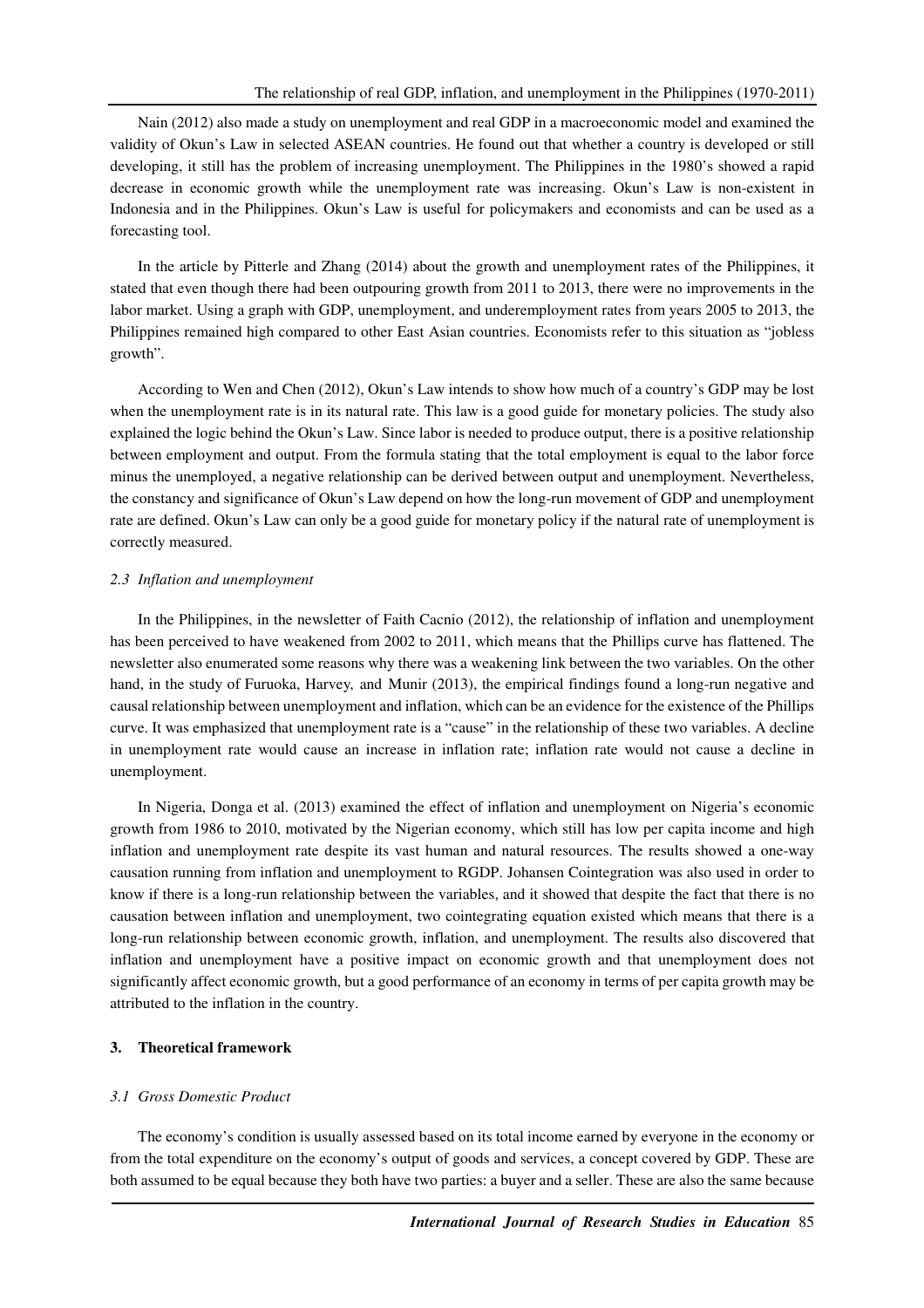Nain (2012) also made a study on unemployment and real GDP in a macroeconomic model and examined the validity of Okun's Law in selected ASEAN countries. He found out that whether a country is developed or still developing, it still has the problem of increasing unemployment. The Philippines in the 1980's showed a rapid decrease in economic growth while the unemployment rate was increasing. Okun's Law is non-existent in Indonesia and in the Philippines. Okun's Law is useful for policymakers and economists and can be used as a forecasting tool.

In the article by Pitterle and Zhang (2014) about the growth and unemployment rates of the Philippines, it stated that even though there had been outpouring growth from 2011 to 2013, there were no improvements in the labor market. Using a graph with GDP, unemployment, and underemployment rates from years 2005 to 2013, the Philippines remained high compared to other East Asian countries. Economists refer to this situation as "jobless growth".

According to Wen and Chen (2012), Okun's Law intends to show how much of a country's GDP may be lost when the unemployment rate is in its natural rate. This law is a good guide for monetary policies. The study also explained the logic behind the Okun's Law. Since labor is needed to produce output, there is a positive relationship between employment and output. From the formula stating that the total employment is equal to the labor force minus the unemployed, a negative relationship can be derived between output and unemployment. Nevertheless, the constancy and significance of Okun's Law depend on how the long-run movement of GDP and unemployment rate are defined. Okun's Law can only be a good guide for monetary policy if the natural rate of unemployment is correctly measured.

### *2.3 Inflation and unemployment*

In the Philippines, in the newsletter of Faith Cacnio (2012), the relationship of inflation and unemployment has been perceived to have weakened from 2002 to 2011, which means that the Phillips curve has flattened. The newsletter also enumerated some reasons why there was a weakening link between the two variables. On the other hand, in the study of Furuoka, Harvey, and Munir (2013), the empirical findings found a long-run negative and causal relationship between unemployment and inflation, which can be an evidence for the existence of the Phillips curve. It was emphasized that unemployment rate is a "cause" in the relationship of these two variables. A decline in unemployment rate would cause an increase in inflation rate; inflation rate would not cause a decline in unemployment.

In Nigeria, Donga et al. (2013) examined the effect of inflation and unemployment on Nigeria's economic growth from 1986 to 2010, motivated by the Nigerian economy, which still has low per capita income and high inflation and unemployment rate despite its vast human and natural resources. The results showed a one-way causation running from inflation and unemployment to RGDP. Johansen Cointegration was also used in order to know if there is a long-run relationship between the variables, and it showed that despite the fact that there is no causation between inflation and unemployment, two cointegrating equation existed which means that there is a long-run relationship between economic growth, inflation, and unemployment. The results also discovered that inflation and unemployment have a positive impact on economic growth and that unemployment does not significantly affect economic growth, but a good performance of an economy in terms of per capita growth may be attributed to the inflation in the country.

## 3. Theoretical framework

### *3.1 Gross Domestic Product*

The economy's condition is usually assessed based on its total income earned by everyone in the economy or from the total expenditure on the economy's output of goods and services, a concept covered by GDP. These are both assumed to be equal because they both have two parties: a buyer and a seller. These are also the same because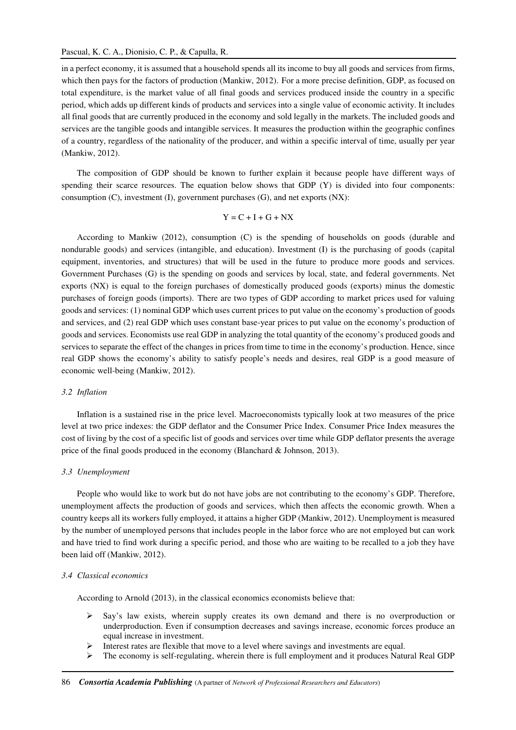in a perfect economy, it is assumed that a household spends all its income to buy all goods and services from firms, which then pays for the factors of production (Mankiw, 2012). For a more precise definition, GDP, as focused on total expenditure, is the market value of all final goods and services produced inside the country in a specific period, which adds up different kinds of products and services into a single value of economic activity. It includes all final goods that are currently produced in the economy and sold legally in the markets. The included goods and services are the tangible goods and intangible services. It measures the production within the geographic confines of a country, regardless of the nationality of the producer, and within a specific interval of time, usually per year (Mankiw, 2012).

The composition of GDP should be known to further explain it because people have different ways of spending their scarce resources. The equation below shows that GDP (Y) is divided into four components: consumption (C), investment (I), government purchases (G), and net exports (NX):

$$Y = C + I + G + NX$$

According to Mankiw (2012), consumption (C) is the spending of households on goods (durable and nondurable goods) and services (intangible, and education). Investment (I) is the purchasing of goods (capital equipment, inventories, and structures) that will be used in the future to produce more goods and services. Government Purchases (G) is the spending on goods and services by local, state, and federal governments. Net exports (NX) is equal to the foreign purchases of domestically produced goods (exports) minus the domestic purchases of foreign goods (imports). There are two types of GDP according to market prices used for valuing goods and services: (1) nominal GDP which uses current prices to put value on the economy's production of goods and services, and (2) real GDP which uses constant base-year prices to put value on the economy's production of goods and services. Economists use real GDP in analyzing the total quantity of the economy's produced goods and services to separate the effect of the changes in prices from time to time in the economy's production. Hence, since real GDP shows the economy's ability to satisfy people's needs and desires, real GDP is a good measure of economic well-being (Mankiw, 2012).

### 3.2 *Inflation*

Inflation is a sustained rise in the price level. Macroeconomists typically look at two measures of the price level at two price indexes: the GDP deflator and the Consumer Price Index. Consumer Price Index measures the cost of living by the cost of a specific list of goods and services over time while GDP deflator presents the average price of the final goods produced in the economy (Blanchard & Johnson, 2013).

### 3.3 *Unemployment*

People who would like to work but do not have jobs are not contributing to the economy's GDP. Therefore, unemployment affects the production of goods and services, which then affects the economic growth. When a country keeps all its workers fully employed, it attains a higher GDP (Mankiw, 2012). Unemployment is measured by the number of unemployed persons that includes people in the labor force who are not employed but can work and have tried to find work during a specific period, and those who are waiting to be recalled to a job they have been laid off (Mankiw, 2012).

### 3.4 *Classical economics*

According to Arnold (2013), in the classical economics economists believe that:

- Say's law exists, wherein supply creates its own demand and there is no overproduction or underproduction. Even if consumption decreases and savings increase, economic forces produce an equal increase in investment.
- Interest rates are flexible that move to a level where savings and investments are equal.
- The economy is self-regulating, wherein there is full employment and it produces Natural Real GDP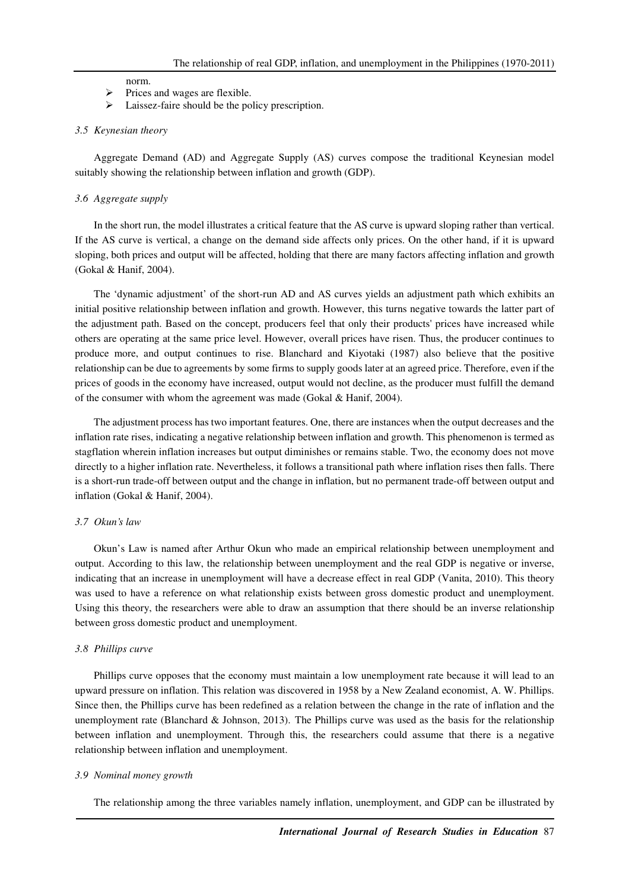norm.

- Prices and wages are flexible.
- Laissez-faire should be the policy prescription.

### *3.5 Keynesian theory*

Aggregate Demand (AD) and Aggregate Supply (AS) curves compose the traditional Keynesian model suitably showing the relationship between inflation and growth (GDP).

### *3.6 Aggregate supply*

In the short run, the model illustrates a critical feature that the AS curve is upward sloping rather than vertical. If the AS curve is vertical, a change on the demand side affects only prices. On the other hand, if it is upward sloping, both prices and output will be affected, holding that there are many factors affecting inflation and growth (Gokal & Hanif, 2004).

The 'dynamic adjustment' of the short-run AD and AS curves yields an adjustment path which exhibits an initial positive relationship between inflation and growth. However, this turns negative towards the latter part of the adjustment path. Based on the concept, producers feel that only their products' prices have increased while others are operating at the same price level. However, overall prices have risen. Thus, the producer continues to produce more, and output continues to rise. Blanchard and Kiyotaki (1987) also believe that the positive relationship can be due to agreements by some firms to supply goods later at an agreed price. Therefore, even if the prices of goods in the economy have increased, output would not decline, as the producer must fulfill the demand of the consumer with whom the agreement was made (Gokal & Hanif, 2004).

The adjustment process has two important features. One, there are instances when the output decreases and the inflation rate rises, indicating a negative relationship between inflation and growth. This phenomenon is termed as stagflation wherein inflation increases but output diminishes or remains stable. Two, the economy does not move directly to a higher inflation rate. Nevertheless, it follows a transitional path where inflation rises then falls. There is a short-run trade-off between output and the change in inflation, but no permanent trade-off between output and inflation (Gokal & Hanif, 2004).

### *3.7 Okun's law*

Okun's Law is named after Arthur Okun who made an empirical relationship between unemployment and output. According to this law, the relationship between unemployment and the real GDP is negative or inverse, indicating that an increase in unemployment will have a decrease effect in real GDP (Vanita, 2010). This theory was used to have a reference on what relationship exists between gross domestic product and unemployment. Using this theory, the researchers were able to draw an assumption that there should be an inverse relationship between gross domestic product and unemployment.

### *3.8 Phillips curve*

Phillips curve opposes that the economy must maintain a low unemployment rate because it will lead to an upward pressure on inflation. This relation was discovered in 1958 by a New Zealand economist, A. W. Phillips. Since then, the Phillips curve has been redefined as a relation between the change in the rate of inflation and the unemployment rate (Blanchard & Johnson, 2013). The Phillips curve was used as the basis for the relationship between inflation and unemployment. Through this, the researchers could assume that there is a negative relationship between inflation and unemployment.

### *3.9 Nominal money growth*

The relationship among the three variables namely inflation, unemployment, and GDP can be illustrated by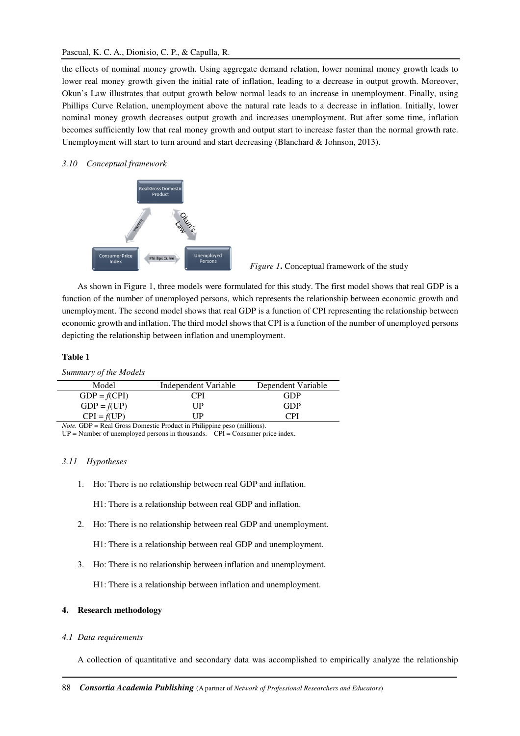the effects of nominal money growth. Using aggregate demand relation, lower nominal money growth leads to lower real money growth given the initial rate of inflation, leading to a decrease in output growth. Moreover, Okun's Law illustrates that output growth below normal leads to an increase in unemployment. Finally, using Phillips Curve Relation, unemployment above the natural rate leads to a decrease in inflation. Initially, lower nominal money growth decreases output growth and increases unemployment. But after some time, inflation becomes sufficiently low that real money growth and output start to increase faster than the normal growth rate. Unemployment will start to turn around and start decreasing (Blanchard & Johnson, 2013).

### *3.10 Conceptual framework*

*Figure 1***.** Conceptual framework of the study

As shown in Figure 1, three models were formulated for this study. The first model shows that real GDP is a function of the number of unemployed persons, which represents the relationship between economic growth and unemployment. The second model shows that real GDP is a function of CPI representing the relationship between economic growth and inflation. The third model shows that CPI is a function of the number of unemployed persons depicting the relationship between inflation and unemployment.

**Table 1**

*Summary of the Models*

| Model | Independent Variable | Dependent Variable |
|---|---|---|
| GDP = *f*(CPI) | CPI | GDP |
| GDP = *f*(UP) | UP | GDP |
| CPI = *f*(UP) | UP | CPI |

*Note.* GDP = Real Gross Domestic Product in Philippine peso (millions).
UP = Number of unemployed persons in thousands. CPI = Consumer price index.

### *3.11 Hypotheses*

1. Ho: There is no relationship between real GDP and inflation.

   H1: There is a relationship between real GDP and inflation.

2. Ho: There is no relationship between real GDP and unemployment.

   H1: There is a relationship between real GDP and unemployment.

3. Ho: There is no relationship between inflation and unemployment.

   H1: There is a relationship between inflation and unemployment.

## **4. Research methodology**

### *4.1 Data requirements*

A collection of quantitative and secondary data was accomplished to empirically analyze the relationship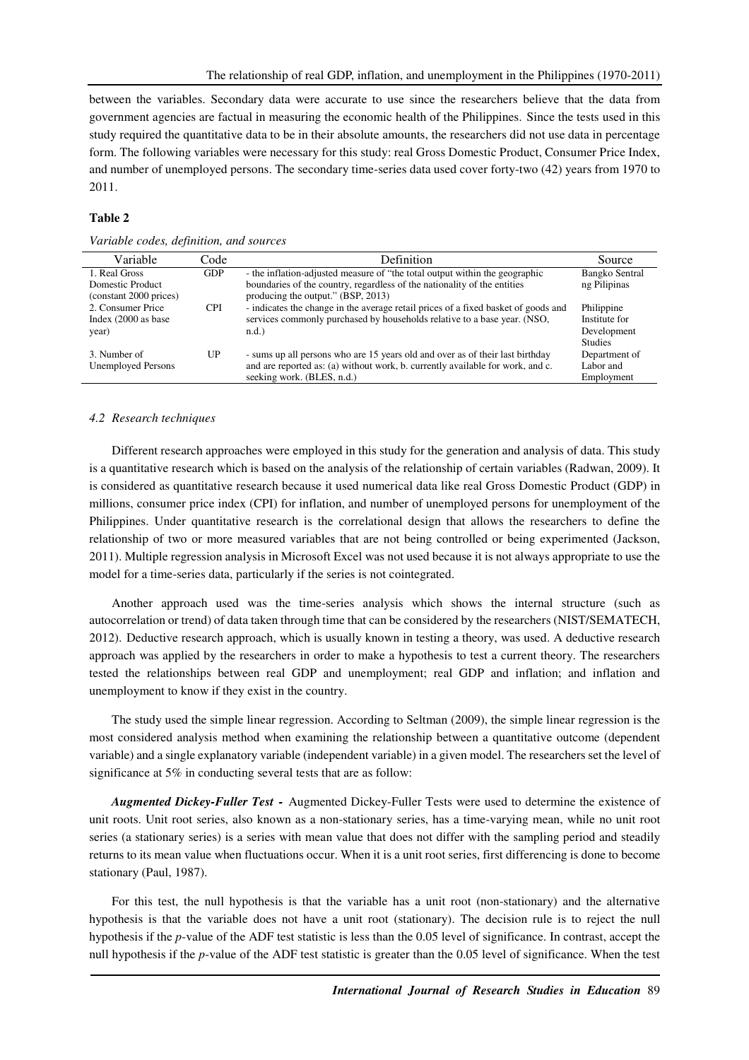between the variables. Secondary data were accurate to use since the researchers believe that the data from government agencies are factual in measuring the economic health of the Philippines. Since the tests used in this study required the quantitative data to be in their absolute amounts, the researchers did not use data in percentage form. The following variables were necessary for this study: real Gross Domestic Product, Consumer Price Index, and number of unemployed persons. The secondary time-series data used cover forty-two (42) years from 1970 to 2011.

**Table 2**

*Variable codes, definition, and sources*

| Variable | Code | Definition | Source |
|---|---|---|---|
| 1. Real Gross Domestic Product (constant 2000 prices) | GDP | - the inflation-adjusted measure of "the total output within the geographic boundaries of the country, regardless of the nationality of the entities producing the output." (BSP, 2013) | Bangko Sentral ng Pilipinas |
| 2. Consumer Price Index (2000 as base year) | CPI | - indicates the change in the average retail prices of a fixed basket of goods and services commonly purchased by households relative to a base year. (NSO, n.d.) | Philippine Institute for Development Studies |
| 3. Number of Unemployed Persons | UP | - sums up all persons who are 15 years old and over as of their last birthday and are reported as: (a) without work, b. currently available for work, and c. seeking work. (BLES, n.d.) | Department of Labor and Employment |

### *4.2 Research techniques*

Different research approaches were employed in this study for the generation and analysis of data. This study is a quantitative research which is based on the analysis of the relationship of certain variables (Radwan, 2009). It is considered as quantitative research because it used numerical data like real Gross Domestic Product (GDP) in millions, consumer price index (CPI) for inflation, and number of unemployed persons for unemployment of the Philippines. Under quantitative research is the correlational design that allows the researchers to define the relationship of two or more measured variables that are not being controlled or being experimented (Jackson, 2011). Multiple regression analysis in Microsoft Excel was not used because it is not always appropriate to use the model for a time-series data, particularly if the series is not cointegrated.

Another approach used was the time-series analysis which shows the internal structure (such as autocorrelation or trend) of data taken through time that can be considered by the researchers (NIST/SEMATECH, 2012). Deductive research approach, which is usually known in testing a theory, was used. A deductive research approach was applied by the researchers in order to make a hypothesis to test a current theory. The researchers tested the relationships between real GDP and unemployment; real GDP and inflation; and inflation and unemployment to know if they exist in the country.

The study used the simple linear regression. According to Seltman (2009), the simple linear regression is the most considered analysis method when examining the relationship between a quantitative outcome (dependent variable) and a single explanatory variable (independent variable) in a given model. The researchers set the level of significance at 5% in conducting several tests that are as follow:

***Augmented Dickey-Fuller Test -*** Augmented Dickey-Fuller Tests were used to determine the existence of unit roots. Unit root series, also known as a non-stationary series, has a time-varying mean, while no unit root series (a stationary series) is a series with mean value that does not differ with the sampling period and steadily returns to its mean value when fluctuations occur. When it is a unit root series, first differencing is done to become stationary (Paul, 1987).

For this test, the null hypothesis is that the variable has a unit root (non-stationary) and the alternative hypothesis is that the variable does not have a unit root (stationary). The decision rule is to reject the null hypothesis if the *p*-value of the ADF test statistic is less than the 0.05 level of significance. In contrast, accept the null hypothesis if the *p*-value of the ADF test statistic is greater than the 0.05 level of significance. When the test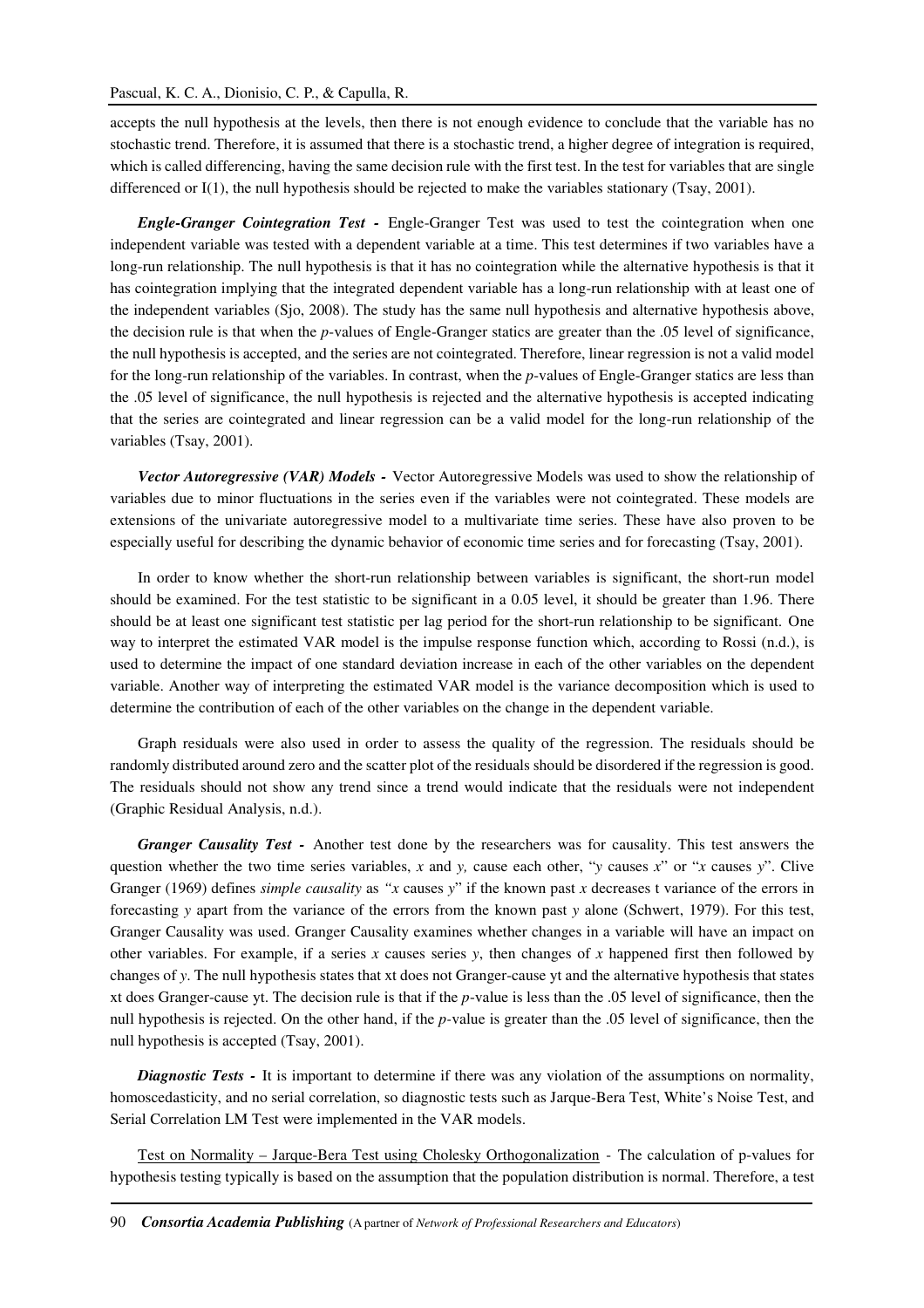accepts the null hypothesis at the levels, then there is not enough evidence to conclude that the variable has no stochastic trend. Therefore, it is assumed that there is a stochastic trend, a higher degree of integration is required, which is called differencing, having the same decision rule with the first test. In the test for variables that are single differenced or I(1), the null hypothesis should be rejected to make the variables stationary (Tsay, 2001).

***Engle-Granger Cointegration Test -*** Engle-Granger Test was used to test the cointegration when one independent variable was tested with a dependent variable at a time. This test determines if two variables have a long-run relationship. The null hypothesis is that it has no cointegration while the alternative hypothesis is that it has cointegration implying that the integrated dependent variable has a long-run relationship with at least one of the independent variables (Sjo, 2008). The study has the same null hypothesis and alternative hypothesis above, the decision rule is that when the *p*-values of Engle-Granger statics are greater than the .05 level of significance, the null hypothesis is accepted, and the series are not cointegrated. Therefore, linear regression is not a valid model for the long-run relationship of the variables. In contrast, when the *p*-values of Engle-Granger statics are less than the .05 level of significance, the null hypothesis is rejected and the alternative hypothesis is accepted indicating that the series are cointegrated and linear regression can be a valid model for the long-run relationship of the variables (Tsay, 2001).

***Vector Autoregressive (VAR) Models -*** Vector Autoregressive Models was used to show the relationship of variables due to minor fluctuations in the series even if the variables were not cointegrated. These models are extensions of the univariate autoregressive model to a multivariate time series. These have also proven to be especially useful for describing the dynamic behavior of economic time series and for forecasting (Tsay, 2001).

In order to know whether the short-run relationship between variables is significant, the short-run model should be examined. For the test statistic to be significant in a 0.05 level, it should be greater than 1.96. There should be at least one significant test statistic per lag period for the short-run relationship to be significant. One way to interpret the estimated VAR model is the impulse response function which, according to Rossi (n.d.), is used to determine the impact of one standard deviation increase in each of the other variables on the dependent variable. Another way of interpreting the estimated VAR model is the variance decomposition which is used to determine the contribution of each of the other variables on the change in the dependent variable.

Graph residuals were also used in order to assess the quality of the regression. The residuals should be randomly distributed around zero and the scatter plot of the residuals should be disordered if the regression is good. The residuals should not show any trend since a trend would indicate that the residuals were not independent (Graphic Residual Analysis, n.d.).

***Granger Causality Test -*** Another test done by the researchers was for causality. This test answers the question whether the two time series variables, $x$ and $y$, cause each other, "$y$ causes $x$" or "$x$ causes $y$". Clive Granger (1969) defines *simple causality* as *"x* causes *y*" if the known past $x$ decreases t variance of the errors in forecasting $y$ apart from the variance of the errors from the known past $y$ alone (Schwert, 1979). For this test, Granger Causality was used. Granger Causality examines whether changes in a variable will have an impact on other variables. For example, if a series $x$ causes series $y$, then changes of $x$ happened first then followed by changes of $y$. The null hypothesis states that xt does not Granger-cause yt and the alternative hypothesis that states xt does Granger-cause yt. The decision rule is that if the *p*-value is less than the .05 level of significance, then the null hypothesis is rejected. On the other hand, if the *p*-value is greater than the .05 level of significance, then the null hypothesis is accepted (Tsay, 2001).

***Diagnostic Tests -*** It is important to determine if there was any violation of the assumptions on normality, homoscedasticity, and no serial correlation, so diagnostic tests such as Jarque-Bera Test, White's Noise Test, and Serial Correlation LM Test were implemented in the VAR models.

<u>Test on Normality – Jarque-Bera Test using Cholesky Orthogonalization</u> - The calculation of p-values for hypothesis testing typically is based on the assumption that the population distribution is normal. Therefore, a test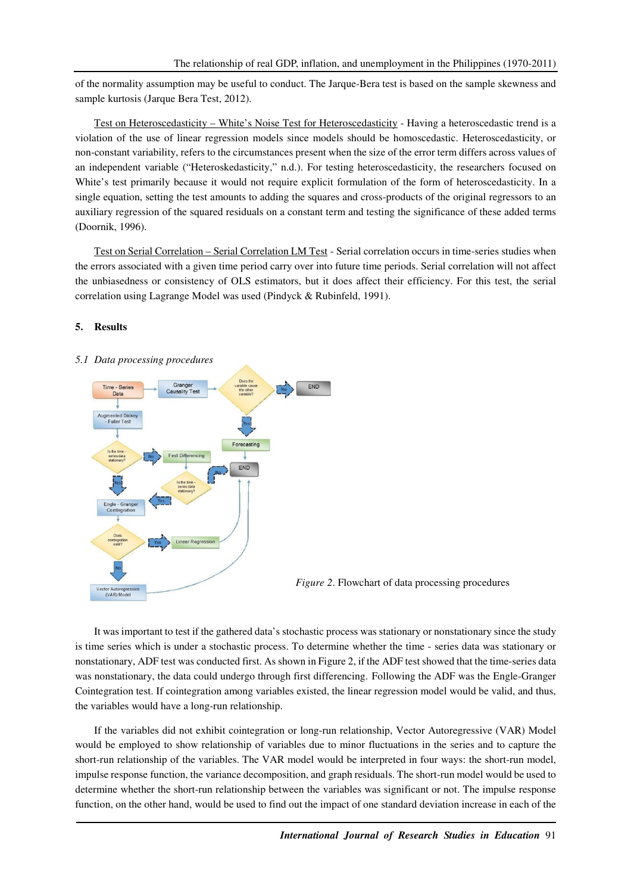of the normality assumption may be useful to conduct. The Jarque-Bera test is based on the sample skewness and sample kurtosis (Jarque Bera Test, 2012).

Test on Heteroscedasticity – White's Noise Test for Heteroscedasticity - Having a heteroscedastic trend is a violation of the use of linear regression models since models should be homoscedastic. Heteroscedasticity, or non-constant variability, refers to the circumstances present when the size of the error term differs across values of an independent variable ("Heteroskedasticity," n.d.). For testing heteroscedasticity, the researchers focused on White's test primarily because it would not require explicit formulation of the form of heteroscedasticity. In a single equation, setting the test amounts to adding the squares and cross-products of the original regressors to an auxiliary regression of the squared residuals on a constant term and testing the significance of these added terms (Doornik, 1996).

Test on Serial Correlation – Serial Correlation LM Test - Serial correlation occurs in time-series studies when the errors associated with a given time period carry over into future time periods. Serial correlation will not affect the unbiasedness or consistency of OLS estimators, but it does affect their efficiency. For this test, the serial correlation using Lagrange Model was used (Pindyck & Rubinfeld, 1991).

## 5. Results

### *5.1 Data processing procedures*

*Figure 2*. Flowchart of data processing procedures

It was important to test if the gathered data's stochastic process was stationary or nonstationary since the study is time series which is under a stochastic process. To determine whether the time - series data was stationary or nonstationary, ADF test was conducted first. As shown in Figure 2, if the ADF test showed that the time-series data was nonstationary, the data could undergo through first differencing. Following the ADF was the Engle-Granger Cointegration test. If cointegration among variables existed, the linear regression model would be valid, and thus, the variables would have a long-run relationship.

If the variables did not exhibit cointegration or long-run relationship, Vector Autoregressive (VAR) Model would be employed to show relationship of variables due to minor fluctuations in the series and to capture the short-run relationship of the variables. The VAR model would be interpreted in four ways: the short-run model, impulse response function, the variance decomposition, and graph residuals. The short-run model would be used to determine whether the short-run relationship between the variables was significant or not. The impulse response function, on the other hand, would be used to find out the impact of one standard deviation increase in each of the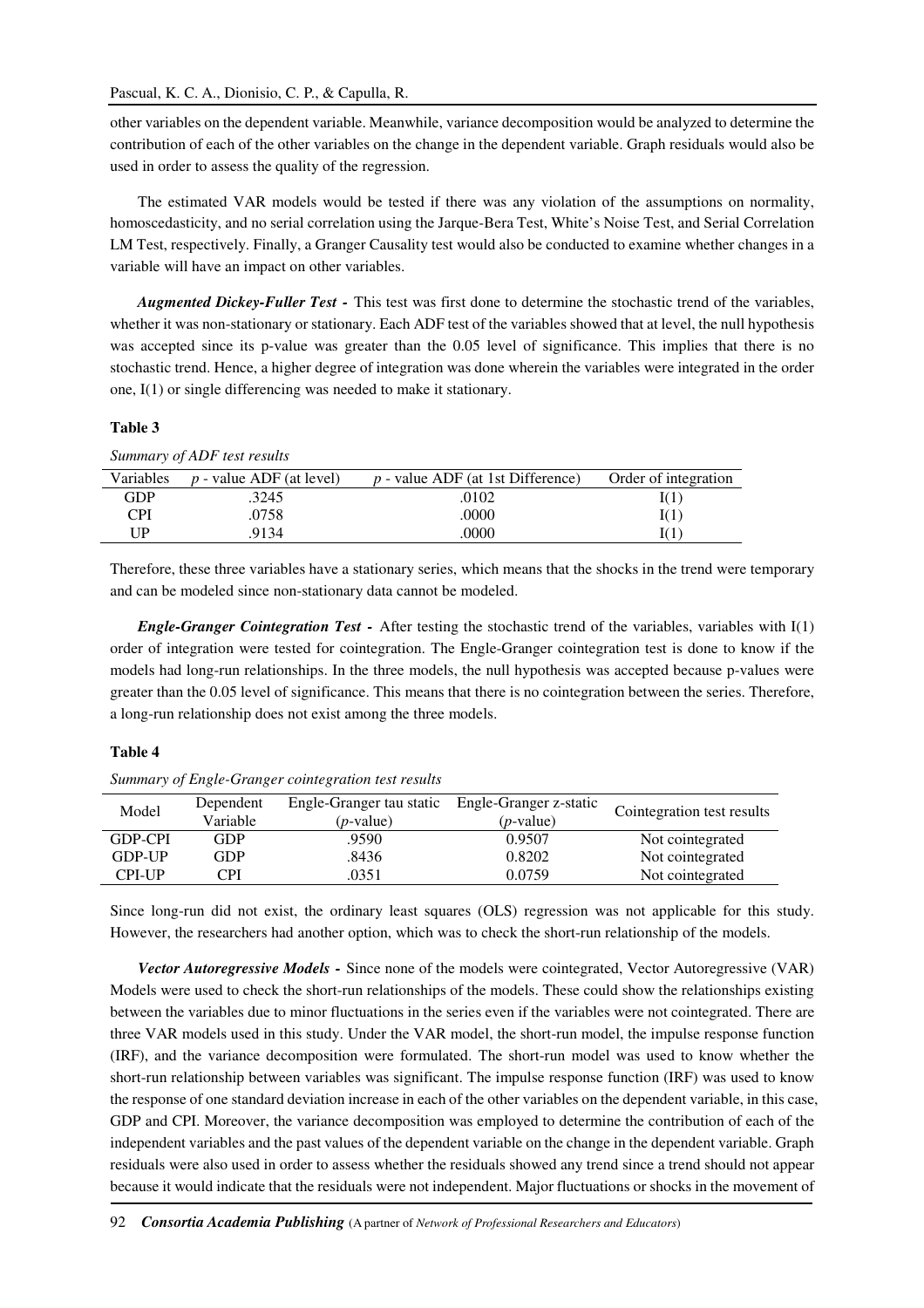other variables on the dependent variable. Meanwhile, variance decomposition would be analyzed to determine the contribution of each of the other variables on the change in the dependent variable. Graph residuals would also be used in order to assess the quality of the regression.

The estimated VAR models would be tested if there was any violation of the assumptions on normality, homoscedasticity, and no serial correlation using the Jarque-Bera Test, White's Noise Test, and Serial Correlation LM Test, respectively. Finally, a Granger Causality test would also be conducted to examine whether changes in a variable will have an impact on other variables.

***Augmented Dickey-Fuller Test -*** This test was first done to determine the stochastic trend of the variables, whether it was non-stationary or stationary. Each ADF test of the variables showed that at level, the null hypothesis was accepted since its p-value was greater than the 0.05 level of significance. This implies that there is no stochastic trend. Hence, a higher degree of integration was done wherein the variables were integrated in the order one, I(1) or single differencing was needed to make it stationary.

**Table 3**

*Summary of ADF test results*

| Variables | *p* - value ADF (at level) | *p* - value ADF (at 1st Difference) | Order of integration |
|---|---|---|---|
| GDP | .3245 | .0102 | I(1) |
| CPI | .0758 | .0000 | I(1) |
| UP | .9134 | .0000 | I(1) |

Therefore, these three variables have a stationary series, which means that the shocks in the trend were temporary and can be modeled since non-stationary data cannot be modeled.

***Engle-Granger Cointegration Test -*** After testing the stochastic trend of the variables, variables with I(1) order of integration were tested for cointegration. The Engle-Granger cointegration test is done to know if the models had long-run relationships. In the three models, the null hypothesis was accepted because p-values were greater than the 0.05 level of significance. This means that there is no cointegration between the series. Therefore, a long-run relationship does not exist among the three models.

**Table 4**

*Summary of Engle-Granger cointegration test results*

| Model | Dependent Variable | Engle-Granger tau static (*p*-value) | Engle-Granger z-static (*p*-value) | Cointegration test results |
|---|---|---|---|---|
| GDP-CPI | GDP | .9590 | 0.9507 | Not cointegrated |
| GDP-UP | GDP | .8436 | 0.8202 | Not cointegrated |
| CPI-UP | CPI | .0351 | 0.0759 | Not cointegrated |

Since long-run did not exist, the ordinary least squares (OLS) regression was not applicable for this study. However, the researchers had another option, which was to check the short-run relationship of the models.

***Vector Autoregressive Models -*** Since none of the models were cointegrated, Vector Autoregressive (VAR) Models were used to check the short-run relationships of the models. These could show the relationships existing between the variables due to minor fluctuations in the series even if the variables were not cointegrated. There are three VAR models used in this study. Under the VAR model, the short-run model, the impulse response function (IRF), and the variance decomposition were formulated. The short-run model was used to know whether the short-run relationship between variables was significant. The impulse response function (IRF) was used to know the response of one standard deviation increase in each of the other variables on the dependent variable, in this case, GDP and CPI. Moreover, the variance decomposition was employed to determine the contribution of each of the independent variables and the past values of the dependent variable on the change in the dependent variable. Graph residuals were also used in order to assess whether the residuals showed any trend since a trend should not appear because it would indicate that the residuals were not independent. Major fluctuations or shocks in the movement of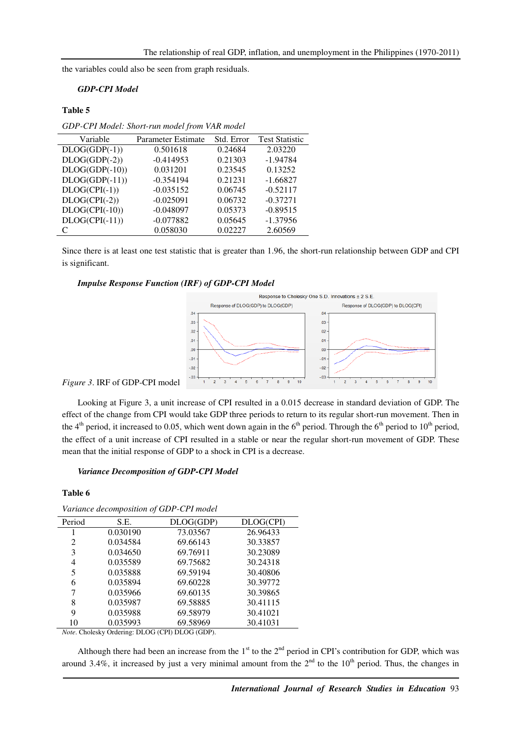the variables could also be seen from graph residuals.

### *GDP-CPI Model*

**Table 5**

*GDP-CPI Model: Short-run model from VAR model*

| Variable | Parameter Estimate | Std. Error | Test Statistic |
|---|---|---|---|
| DLOG(GDP(-1)) | 0.501618 | 0.24684 | 2.03220 |
| DLOG(GDP(-2)) | -0.414953 | 0.21303 | -1.94784 |
| DLOG(GDP(-10)) | 0.031201 | 0.23545 | 0.13252 |
| DLOG(GDP(-11)) | -0.354194 | 0.21231 | -1.66827 |
| DLOG(CPI(-1)) | -0.035152 | 0.06745 | -0.52117 |
| DLOG(CPI(-2)) | -0.025091 | 0.06732 | -0.37271 |
| DLOG(CPI(-10)) | -0.048097 | 0.05373 | -0.89515 |
| DLOG(CPI(-11)) | -0.077882 | 0.05645 | -1.37956 |
| C | 0.058030 | 0.02227 | 2.60569 |

Since there is at least one test statistic that is greater than 1.96, the short-run relationship between GDP and CPI is significant.

### *Impulse Response Function (IRF) of GDP-CPI Model*

*Figure 3*. IRF of GDP-CPI model

Looking at Figure 3, a unit increase of CPI resulted in a 0.015 decrease in standard deviation of GDP. The effect of the change from CPI would take GDP three periods to return to its regular short-run movement. Then in the 4th period, it increased to 0.05, which went down again in the 6th period. Through the 6th period to 10th period, the effect of a unit increase of CPI resulted in a stable or near the regular short-run movement of GDP. These mean that the initial response of GDP to a shock in CPI is a decrease.

### *Variance Decomposition of GDP-CPI Model*

**Table 6**

*Variance decomposition of GDP-CPI model*

| Period | S.E. | DLOG(GDP) | DLOG(CPI) |
|---|---|---|---|
| 1 | 0.030190 | 73.03567 | 26.96433 |
| 2 | 0.034584 | 69.66143 | 30.33857 |
| 3 | 0.034650 | 69.76911 | 30.23089 |
| 4 | 0.035589 | 69.75682 | 30.24318 |
| 5 | 0.035888 | 69.59194 | 30.40806 |
| 6 | 0.035894 | 69.60228 | 30.39772 |
| 7 | 0.035966 | 69.60135 | 30.39865 |
| 8 | 0.035987 | 69.58885 | 30.41115 |
| 9 | 0.035988 | 69.58979 | 30.41021 |
| 10 | 0.035993 | 69.58969 | 30.41031 |

*Note*. Cholesky Ordering: DLOG (CPI) DLOG (GDP).

Although there had been an increase from the 1st to the 2nd period in CPI's contribution for GDP, which was around 3.4%, it increased by just a very minimal amount from the 2nd to the 10th period. Thus, the changes in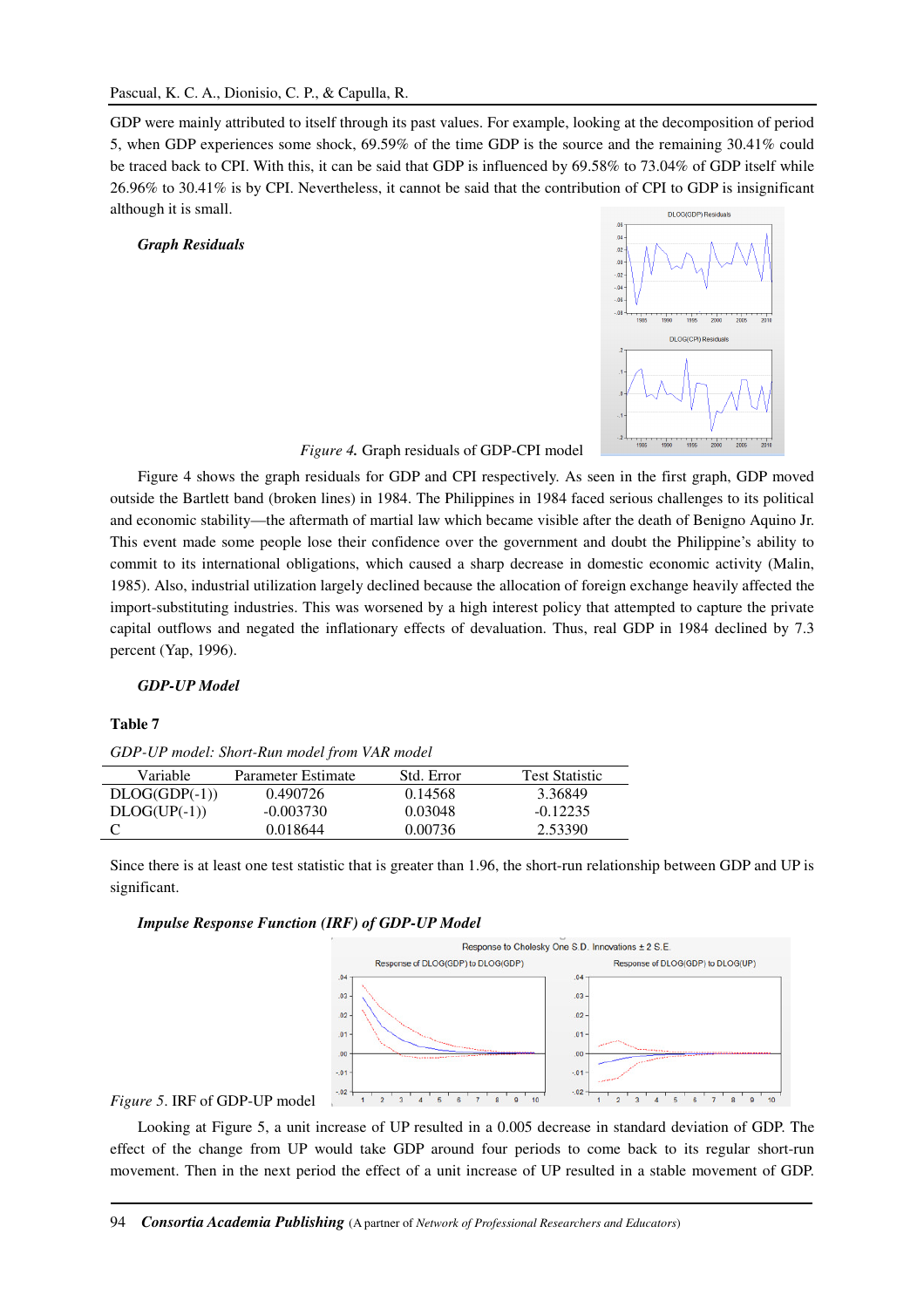GDP were mainly attributed to itself through its past values. For example, looking at the decomposition of period 5, when GDP experiences some shock, 69.59% of the time GDP is the source and the remaining 30.41% could be traced back to CPI. With this, it can be said that GDP is influenced by 69.58% to 73.04% of GDP itself while 26.96% to 30.41% is by CPI. Nevertheless, it cannot be said that the contribution of CPI to GDP is insignificant although it is small.

***Graph Residuals***

*Figure 4.* Graph residuals of GDP-CPI model

Figure 4 shows the graph residuals for GDP and CPI respectively. As seen in the first graph, GDP moved outside the Bartlett band (broken lines) in 1984. The Philippines in 1984 faced serious challenges to its political and economic stability—the aftermath of martial law which became visible after the death of Benigno Aquino Jr. This event made some people lose their confidence over the government and doubt the Philippine's ability to commit to its international obligations, which caused a sharp decrease in domestic economic activity (Malin, 1985). Also, industrial utilization largely declined because the allocation of foreign exchange heavily affected the import-substituting industries. This was worsened by a high interest policy that attempted to capture the private capital outflows and negated the inflationary effects of devaluation. Thus, real GDP in 1984 declined by 7.3 percent (Yap, 1996).

***GDP-UP Model***

**Table 7**

*GDP-UP model: Short-Run model from VAR model*

| Variable | Parameter Estimate | Std. Error | Test Statistic |
|---|---|---|---|
| DLOG(GDP(-1)) | 0.490726 | 0.14568 | 3.36849 |
| DLOG(UP(-1)) | -0.003730 | 0.03048 | -0.12235 |
| C | 0.018644 | 0.00736 | 2.53390 |

Since there is at least one test statistic that is greater than 1.96, the short-run relationship between GDP and UP is significant.

***Impulse Response Function (IRF) of GDP-UP Model***

*Figure 5*. IRF of GDP-UP model

Looking at Figure 5, a unit increase of UP resulted in a 0.005 decrease in standard deviation of GDP. The effect of the change from UP would take GDP around four periods to come back to its regular short-run movement. Then in the next period the effect of a unit increase of UP resulted in a stable movement of GDP.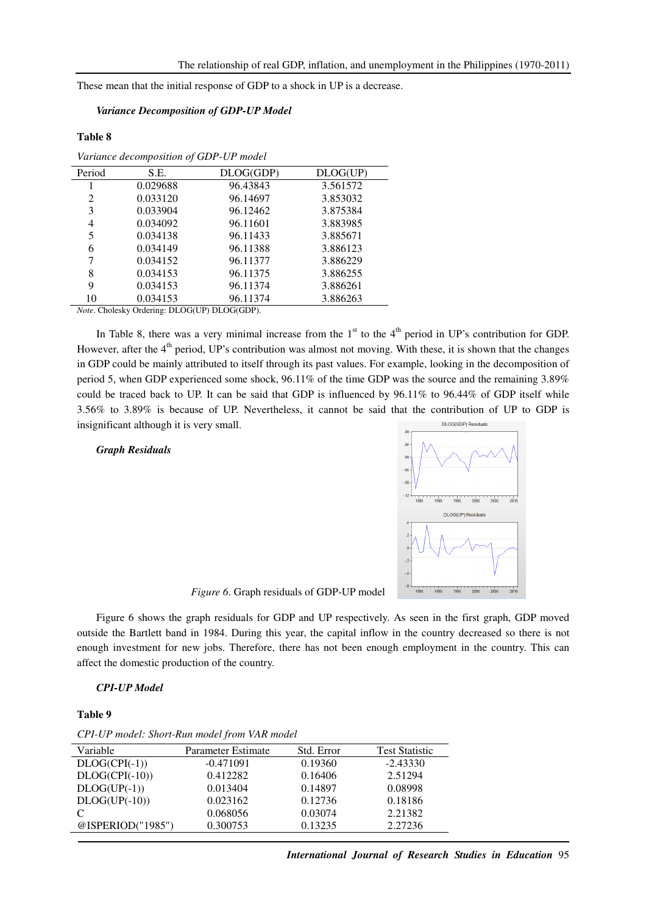These mean that the initial response of GDP to a shock in UP is a decrease.

***Variance Decomposition of GDP-UP Model***

**Table 8**

*Variance decomposition of GDP-UP model*

| Period | S.E. | DLOG(GDP) | DLOG(UP) |
|---|---|---|---|
| 1 | 0.029688 | 96.43843 | 3.561572 |
| 2 | 0.033120 | 96.14697 | 3.853032 |
| 3 | 0.033904 | 96.12462 | 3.875384 |
| 4 | 0.034092 | 96.11601 | 3.883985 |
| 5 | 0.034138 | 96.11433 | 3.885671 |
| 6 | 0.034149 | 96.11388 | 3.886123 |
| 7 | 0.034152 | 96.11377 | 3.886229 |
| 8 | 0.034153 | 96.11375 | 3.886255 |
| 9 | 0.034153 | 96.11374 | 3.886261 |
| 10 | 0.034153 | 96.11374 | 3.886263 |

*Note*. Cholesky Ordering: DLOG(UP) DLOG(GDP).

In Table 8, there was a very minimal increase from the 1st to the 4th period in UP's contribution for GDP. However, after the 4th period, UP's contribution was almost not moving. With these, it is shown that the changes in GDP could be mainly attributed to itself through its past values. For example, looking in the decomposition of period 5, when GDP experienced some shock, 96.11% of the time GDP was the source and the remaining 3.89% could be traced back to UP. It can be said that GDP is influenced by 96.11% to 96.44% of GDP itself while 3.56% to 3.89% is because of UP. Nevertheless, it cannot be said that the contribution of UP to GDP is insignificant although it is very small.

***Graph Residuals***

*Figure 6*. Graph residuals of GDP-UP model

Figure 6 shows the graph residuals for GDP and UP respectively. As seen in the first graph, GDP moved outside the Bartlett band in 1984. During this year, the capital inflow in the country decreased so there is not enough investment for new jobs. Therefore, there has not been enough employment in the country. This can affect the domestic production of the country.

***CPI-UP Model***

**Table 9**

*CPI-UP model: Short-Run model from VAR model*

| Variable | Parameter Estimate | Std. Error | Test Statistic |
|---|---|---|---|
| DLOG(CPI(-1)) | -0.471091 | 0.19360 | -2.43330 |
| DLOG(CPI(-10)) | 0.412282 | 0.16406 | 2.51294 |
| DLOG(UP(-1)) | 0.013404 | 0.14897 | 0.08998 |
| DLOG(UP(-10)) | 0.023162 | 0.12736 | 0.18186 |
| C | 0.068056 | 0.03074 | 2.21382 |
| @ISPERIOD("1985") | 0.300753 | 0.13235 | 2.27236 |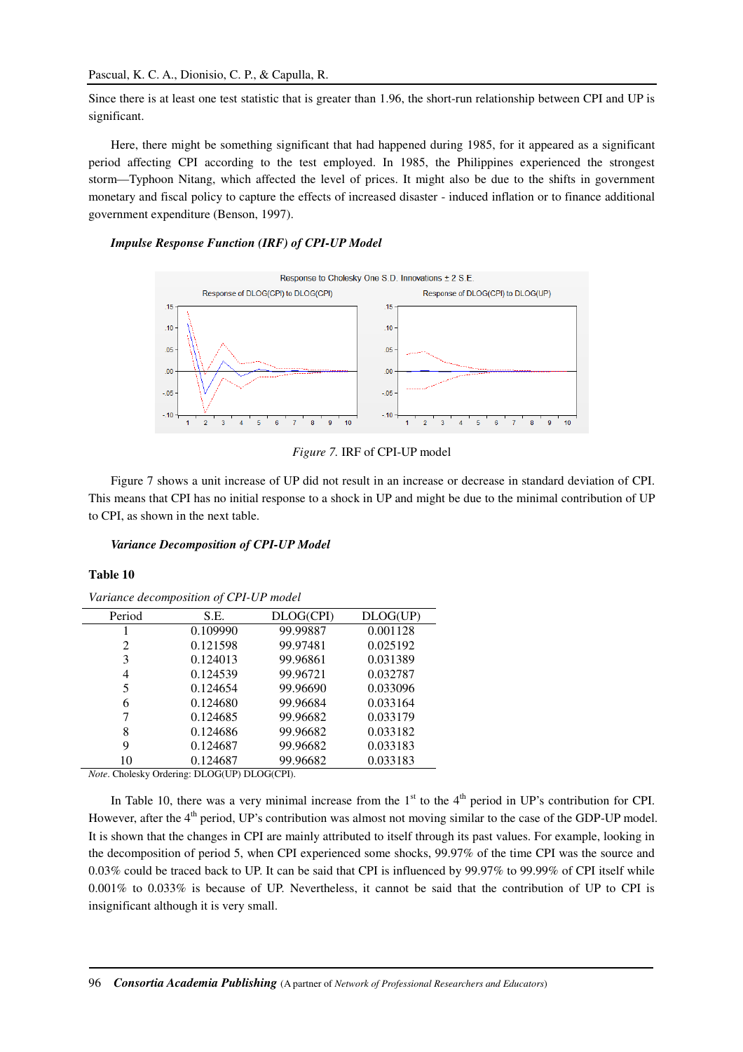Since there is at least one test statistic that is greater than 1.96, the short-run relationship between CPI and UP is significant.

Here, there might be something significant that had happened during 1985, for it appeared as a significant period affecting CPI according to the test employed. In 1985, the Philippines experienced the strongest storm—Typhoon Nitang, which affected the level of prices. It might also be due to the shifts in government monetary and fiscal policy to capture the effects of increased disaster - induced inflation or to finance additional government expenditure (Benson, 1997).

#### *Impulse Response Function (IRF) of CPI-UP Model*

*Figure 7.* IRF of CPI-UP model

Figure 7 shows a unit increase of UP did not result in an increase or decrease in standard deviation of CPI. This means that CPI has no initial response to a shock in UP and might be due to the minimal contribution of UP to CPI, as shown in the next table.

#### *Variance Decomposition of CPI-UP Model*

**Table 10**

*Variance decomposition of CPI-UP model*

| Period | S.E. | DLOG(CPI) | DLOG(UP) |
|---|---|---|---|
| 1 | 0.109990 | 99.99887 | 0.001128 |
| 2 | 0.121598 | 99.97481 | 0.025192 |
| 3 | 0.124013 | 99.96861 | 0.031389 |
| 4 | 0.124539 | 99.96721 | 0.032787 |
| 5 | 0.124654 | 99.96690 | 0.033096 |
| 6 | 0.124680 | 99.96684 | 0.033164 |
| 7 | 0.124685 | 99.96682 | 0.033179 |
| 8 | 0.124686 | 99.96682 | 0.033182 |
| 9 | 0.124687 | 99.96682 | 0.033183 |
| 10 | 0.124687 | 99.96682 | 0.033183 |

*Note*. Cholesky Ordering: DLOG(UP) DLOG(CPI).

In Table 10, there was a very minimal increase from the 1st to the 4th period in UP's contribution for CPI. However, after the 4th period, UP's contribution was almost not moving similar to the case of the GDP-UP model. It is shown that the changes in CPI are mainly attributed to itself through its past values. For example, looking in the decomposition of period 5, when CPI experienced some shocks, 99.97% of the time CPI was the source and 0.03% could be traced back to UP. It can be said that CPI is influenced by 99.97% to 99.99% of CPI itself while 0.001% to 0.033% is because of UP. Nevertheless, it cannot be said that the contribution of UP to CPI is insignificant although it is very small.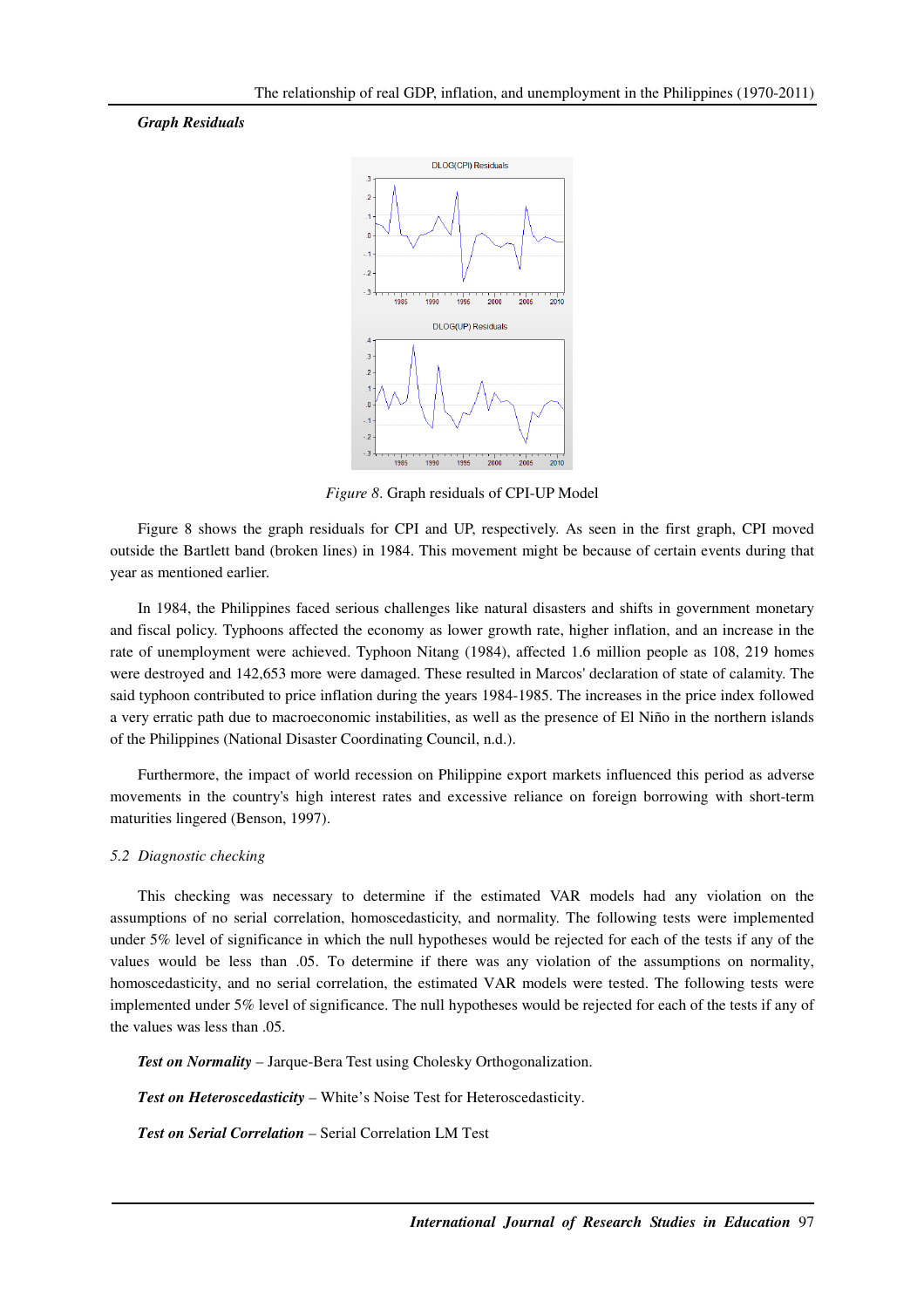***Graph Residuals***

*Figure 8*. Graph residuals of CPI-UP Model

Figure 8 shows the graph residuals for CPI and UP, respectively. As seen in the first graph, CPI moved outside the Bartlett band (broken lines) in 1984. This movement might be because of certain events during that year as mentioned earlier.

In 1984, the Philippines faced serious challenges like natural disasters and shifts in government monetary and fiscal policy. Typhoons affected the economy as lower growth rate, higher inflation, and an increase in the rate of unemployment were achieved. Typhoon Nitang (1984), affected 1.6 million people as 108, 219 homes were destroyed and 142,653 more were damaged. These resulted in Marcos' declaration of state of calamity. The said typhoon contributed to price inflation during the years 1984-1985. The increases in the price index followed a very erratic path due to macroeconomic instabilities, as well as the presence of El Niño in the northern islands of the Philippines (National Disaster Coordinating Council, n.d.).

Furthermore, the impact of world recession on Philippine export markets influenced this period as adverse movements in the country's high interest rates and excessive reliance on foreign borrowing with short-term maturities lingered (Benson, 1997).

### *5.2 Diagnostic checking*

This checking was necessary to determine if the estimated VAR models had any violation on the assumptions of no serial correlation, homoscedasticity, and normality. The following tests were implemented under 5% level of significance in which the null hypotheses would be rejected for each of the tests if any of the values would be less than .05. To determine if there was any violation of the assumptions on normality, homoscedasticity, and no serial correlation, the estimated VAR models were tested. The following tests were implemented under 5% level of significance. The null hypotheses would be rejected for each of the tests if any of the values was less than .05.

***Test on Normality*** – Jarque-Bera Test using Cholesky Orthogonalization.

***Test on Heteroscedasticity*** – White's Noise Test for Heteroscedasticity.

***Test on Serial Correlation*** – Serial Correlation LM Test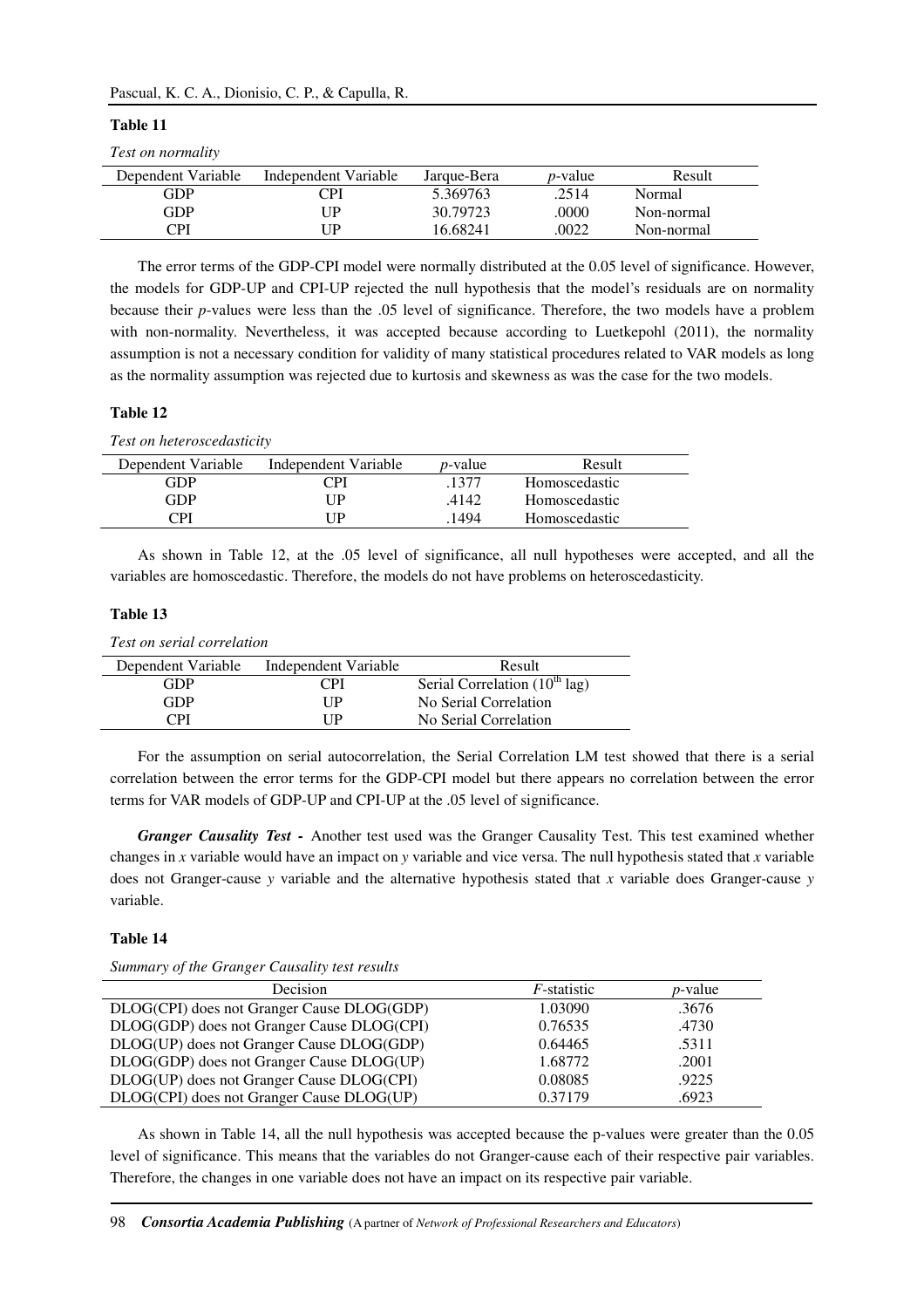**Table 11**

*Test on normality*

| Dependent Variable | Independent Variable | Jarque-Bera | *p*-value | Result |
|---|---|---|---|---|
| GDP | CPI | 5.369763 | .2514 | Normal |
| GDP | UP | 30.79723 | .0000 | Non-normal |
| CPI | UP | 16.68241 | .0022 | Non-normal |

The error terms of the GDP-CPI model were normally distributed at the 0.05 level of significance. However, the models for GDP-UP and CPI-UP rejected the null hypothesis that the model's residuals are on normality because their *p*-values were less than the .05 level of significance. Therefore, the two models have a problem with non-normality. Nevertheless, it was accepted because according to Luetkepohl (2011), the normality assumption is not a necessary condition for validity of many statistical procedures related to VAR models as long as the normality assumption was rejected due to kurtosis and skewness as was the case for the two models.

**Table 12**

*Test on heteroscedasticity*

| Dependent Variable | Independent Variable | *p*-value | Result |
|---|---|---|---|
| GDP | CPI | .1377 | Homoscedastic |
| GDP | UP | .4142 | Homoscedastic |
| CPI | UP | .1494 | Homoscedastic |

As shown in Table 12, at the .05 level of significance, all null hypotheses were accepted, and all the variables are homoscedastic. Therefore, the models do not have problems on heteroscedasticity.

**Table 13**

*Test on serial correlation*

| Dependent Variable | Independent Variable | Result |
|---|---|---|
| GDP | CPI | Serial Correlation ($10^{th}$ lag) |
| GDP | UP | No Serial Correlation |
| CPI | UP | No Serial Correlation |

For the assumption on serial autocorrelation, the Serial Correlation LM test showed that there is a serial correlation between the error terms for the GDP-CPI model but there appears no correlation between the error terms for VAR models of GDP-UP and CPI-UP at the .05 level of significance.

***Granger Causality Test -*** Another test used was the Granger Causality Test. This test examined whether changes in *x* variable would have an impact on *y* variable and vice versa. The null hypothesis stated that *x* variable does not Granger-cause *y* variable and the alternative hypothesis stated that *x* variable does Granger-cause *y* variable.

**Table 14**

*Summary of the Granger Causality test results*

| Decision | *F*-statistic | *p*-value |
|---|---|---|
| DLOG(CPI) does not Granger Cause DLOG(GDP) | 1.03090 | .3676 |
| DLOG(GDP) does not Granger Cause DLOG(CPI) | 0.76535 | .4730 |
| DLOG(UP) does not Granger Cause DLOG(GDP) | 0.64465 | .5311 |
| DLOG(GDP) does not Granger Cause DLOG(UP) | 1.68772 | .2001 |
| DLOG(UP) does not Granger Cause DLOG(CPI) | 0.08085 | .9225 |
| DLOG(CPI) does not Granger Cause DLOG(UP) | 0.37179 | .6923 |

As shown in Table 14, all the null hypothesis was accepted because the p-values were greater than the 0.05 level of significance. This means that the variables do not Granger-cause each of their respective pair variables. Therefore, the changes in one variable does not have an impact on its respective pair variable.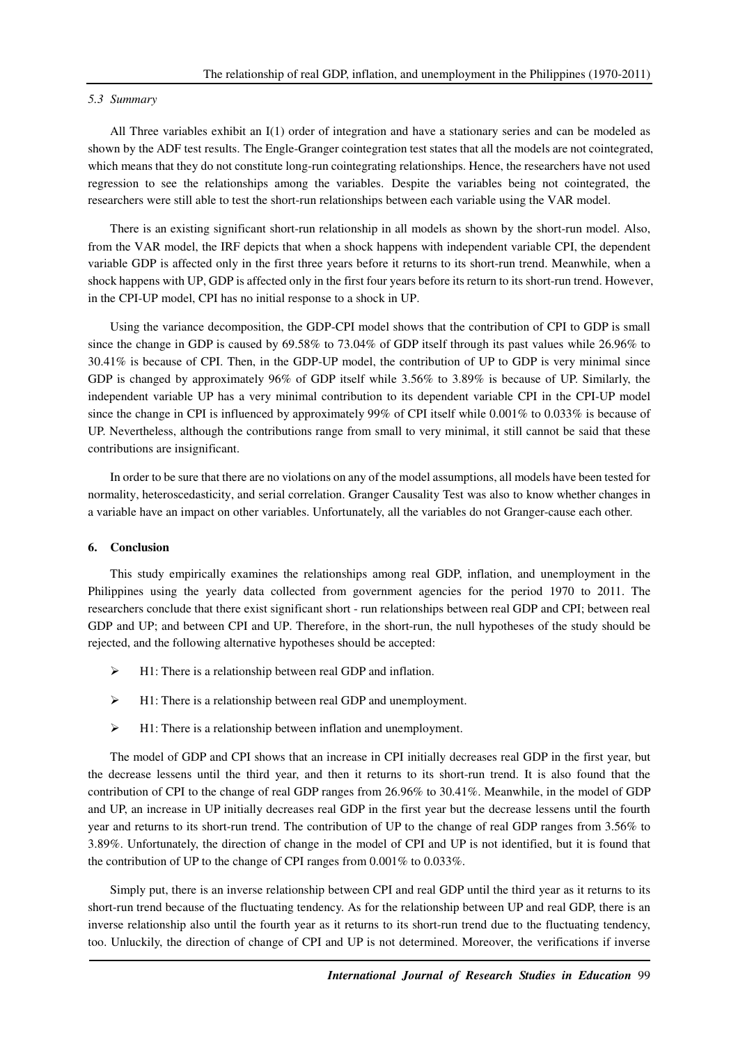### 5.3 Summary

All Three variables exhibit an I(1) order of integration and have a stationary series and can be modeled as shown by the ADF test results. The Engle-Granger cointegration test states that all the models are not cointegrated, which means that they do not constitute long-run cointegrating relationships. Hence, the researchers have not used regression to see the relationships among the variables. Despite the variables being not cointegrated, the researchers were still able to test the short-run relationships between each variable using the VAR model.

There is an existing significant short-run relationship in all models as shown by the short-run model. Also, from the VAR model, the IRF depicts that when a shock happens with independent variable CPI, the dependent variable GDP is affected only in the first three years before it returns to its short-run trend. Meanwhile, when a shock happens with UP, GDP is affected only in the first four years before its return to its short-run trend. However, in the CPI-UP model, CPI has no initial response to a shock in UP.

Using the variance decomposition, the GDP-CPI model shows that the contribution of CPI to GDP is small since the change in GDP is caused by 69.58% to 73.04% of GDP itself through its past values while 26.96% to 30.41% is because of CPI. Then, in the GDP-UP model, the contribution of UP to GDP is very minimal since GDP is changed by approximately 96% of GDP itself while 3.56% to 3.89% is because of UP. Similarly, the independent variable UP has a very minimal contribution to its dependent variable CPI in the CPI-UP model since the change in CPI is influenced by approximately 99% of CPI itself while 0.001% to 0.033% is because of UP. Nevertheless, although the contributions range from small to very minimal, it still cannot be said that these contributions are insignificant.

In order to be sure that there are no violations on any of the model assumptions, all models have been tested for normality, heteroscedasticity, and serial correlation. Granger Causality Test was also to know whether changes in a variable have an impact on other variables. Unfortunately, all the variables do not Granger-cause each other.

## 6. Conclusion

This study empirically examines the relationships among real GDP, inflation, and unemployment in the Philippines using the yearly data collected from government agencies for the period 1970 to 2011. The researchers conclude that there exist significant short - run relationships between real GDP and CPI; between real GDP and UP; and between CPI and UP. Therefore, in the short-run, the null hypotheses of the study should be rejected, and the following alternative hypotheses should be accepted:

- H1: There is a relationship between real GDP and inflation.
- H1: There is a relationship between real GDP and unemployment.
- H1: There is a relationship between inflation and unemployment.

The model of GDP and CPI shows that an increase in CPI initially decreases real GDP in the first year, but the decrease lessens until the third year, and then it returns to its short-run trend. It is also found that the contribution of CPI to the change of real GDP ranges from 26.96% to 30.41%. Meanwhile, in the model of GDP and UP, an increase in UP initially decreases real GDP in the first year but the decrease lessens until the fourth year and returns to its short-run trend. The contribution of UP to the change of real GDP ranges from 3.56% to 3.89%. Unfortunately, the direction of change in the model of CPI and UP is not identified, but it is found that the contribution of UP to the change of CPI ranges from 0.001% to 0.033%.

Simply put, there is an inverse relationship between CPI and real GDP until the third year as it returns to its short-run trend because of the fluctuating tendency. As for the relationship between UP and real GDP, there is an inverse relationship also until the fourth year as it returns to its short-run trend due to the fluctuating tendency, too. Unluckily, the direction of change of CPI and UP is not determined. Moreover, the verifications if inverse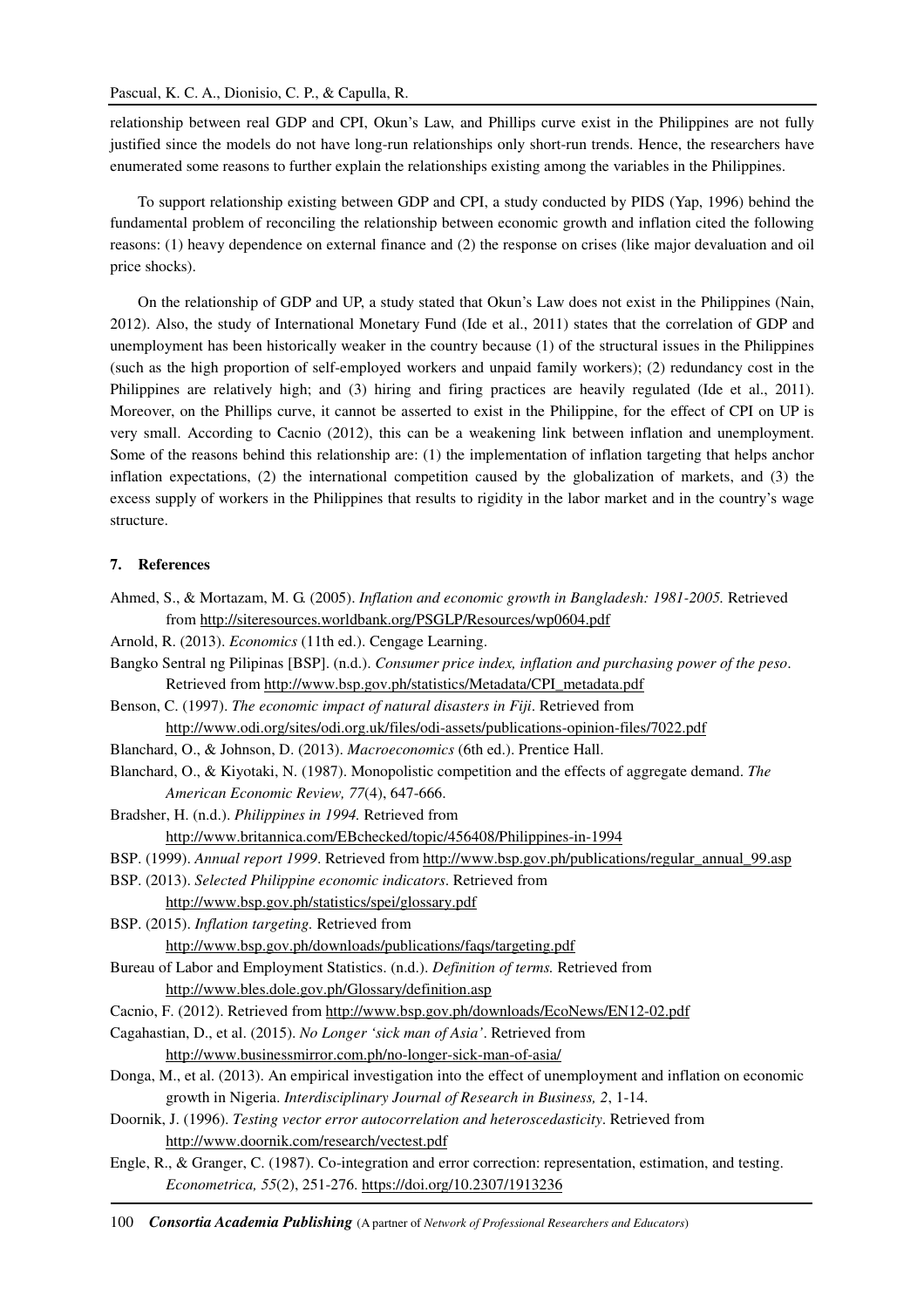relationship between real GDP and CPI, Okun's Law, and Phillips curve exist in the Philippines are not fully justified since the models do not have long-run relationships only short-run trends. Hence, the researchers have enumerated some reasons to further explain the relationships existing among the variables in the Philippines.

To support relationship existing between GDP and CPI, a study conducted by PIDS (Yap, 1996) behind the fundamental problem of reconciling the relationship between economic growth and inflation cited the following reasons: (1) heavy dependence on external finance and (2) the response on crises (like major devaluation and oil price shocks).

On the relationship of GDP and UP, a study stated that Okun's Law does not exist in the Philippines (Nain, 2012). Also, the study of International Monetary Fund (Ide et al., 2011) states that the correlation of GDP and unemployment has been historically weaker in the country because (1) of the structural issues in the Philippines (such as the high proportion of self-employed workers and unpaid family workers); (2) redundancy cost in the Philippines are relatively high; and (3) hiring and firing practices are heavily regulated (Ide et al., 2011). Moreover, on the Phillips curve, it cannot be asserted to exist in the Philippine, for the effect of CPI on UP is very small. According to Cacnio (2012), this can be a weakening link between inflation and unemployment. Some of the reasons behind this relationship are: (1) the implementation of inflation targeting that helps anchor inflation expectations, (2) the international competition caused by the globalization of markets, and (3) the excess supply of workers in the Philippines that results to rigidity in the labor market and in the country's wage structure.

## 7. References

Ahmed, S., & Mortazam, M. G. (2005). *Inflation and economic growth in Bangladesh: 1981-2005.* Retrieved from http://siteresources.worldbank.org/PSGLP/Resources/wp0604.pdf

Arnold, R. (2013). *Economics* (11th ed.). Cengage Learning.

Bangko Sentral ng Pilipinas [BSP]. (n.d.). *Consumer price index, inflation and purchasing power of the peso*. Retrieved from http://www.bsp.gov.ph/statistics/Metadata/CPI_metadata.pdf

Benson, C. (1997). *The economic impact of natural disasters in Fiji*. Retrieved from http://www.odi.org/sites/odi.org.uk/files/odi-assets/publications-opinion-files/7022.pdf

Blanchard, O., & Johnson, D. (2013). *Macroeconomics* (6th ed.). Prentice Hall.

Blanchard, O., & Kiyotaki, N. (1987). Monopolistic competition and the effects of aggregate demand. *The American Economic Review, 77*(4), 647-666.

Bradsher, H. (n.d.). *Philippines in 1994.* Retrieved from http://www.britannica.com/EBchecked/topic/456408/Philippines-in-1994

BSP. (1999). *Annual report 1999*. Retrieved from http://www.bsp.gov.ph/publications/regular_annual_99.asp

BSP. (2013). *Selected Philippine economic indicators*. Retrieved from http://www.bsp.gov.ph/statistics/spei/glossary.pdf

BSP. (2015). *Inflation targeting.* Retrieved from http://www.bsp.gov.ph/downloads/publications/faqs/targeting.pdf

Bureau of Labor and Employment Statistics. (n.d.). *Definition of terms.* Retrieved from http://www.bles.dole.gov.ph/Glossary/definition.asp

Cacnio, F. (2012). Retrieved from http://www.bsp.gov.ph/downloads/EcoNews/EN12-02.pdf

Cagahastian, D., et al. (2015). *No Longer 'sick man of Asia'*. Retrieved from http://www.businessmirror.com.ph/no-longer-sick-man-of-asia/

Donga, M., et al. (2013). An empirical investigation into the effect of unemployment and inflation on economic growth in Nigeria. *Interdisciplinary Journal of Research in Business, 2*, 1-14.

Doornik, J. (1996). *Testing vector error autocorrelation and heteroscedasticity*. Retrieved from http://www.doornik.com/research/vectest.pdf

Engle, R., & Granger, C. (1987). Co-integration and error correction: representation, estimation, and testing. *Econometrica, 55*(2), 251-276. https://doi.org/10.2307/1913236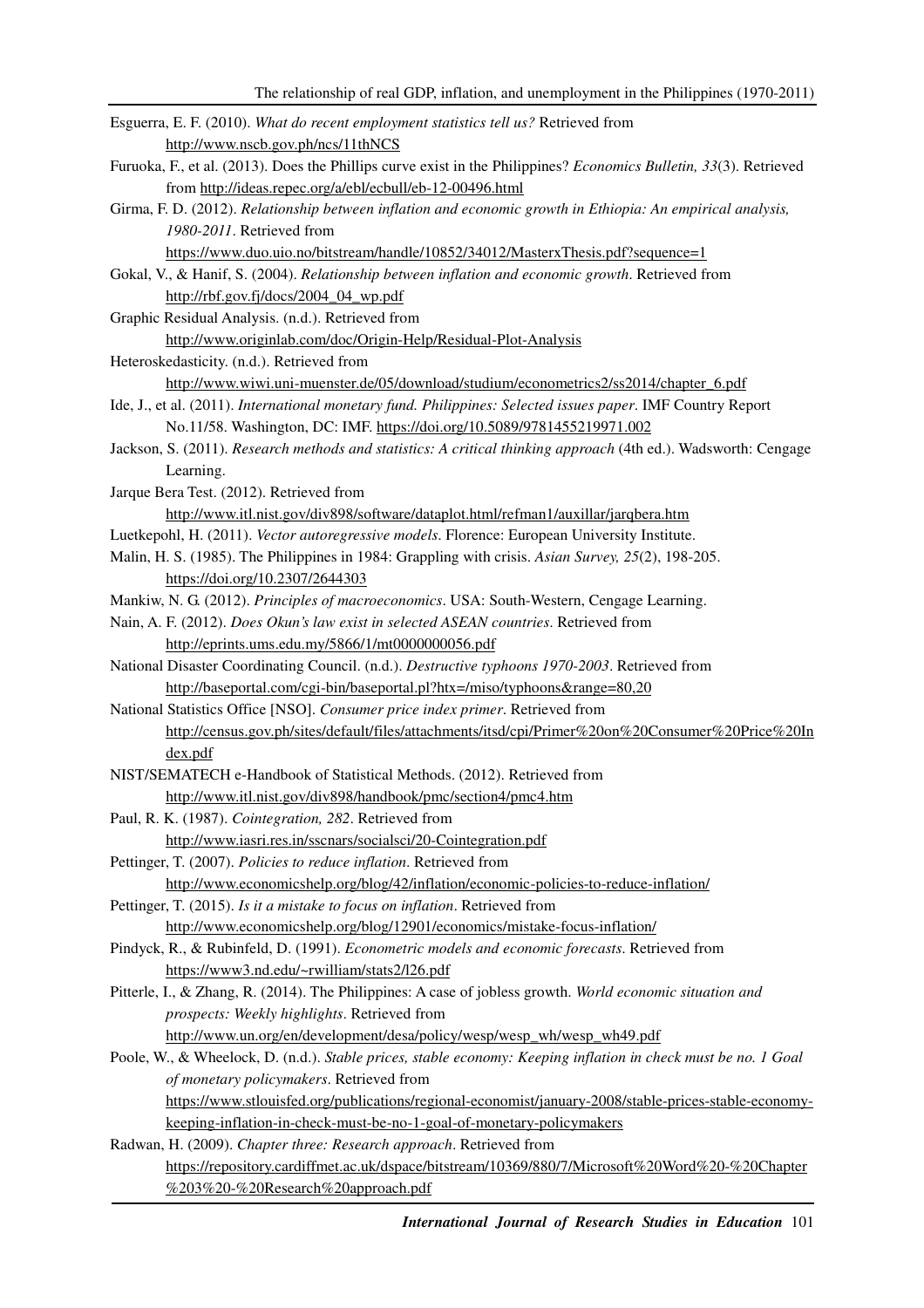Esguerra, E. F. (2010). *What do recent employment statistics tell us?* Retrieved from http://www.nscb.gov.ph/ncs/11thNCS

Furuoka, F., et al. (2013). Does the Phillips curve exist in the Philippines? *Economics Bulletin, 33*(3). Retrieved from http://ideas.repec.org/a/ebl/ecbull/eb-12-00496.html

Girma, F. D. (2012). *Relationship between inflation and economic growth in Ethiopia: An empirical analysis, 1980-2011*. Retrieved from https://www.duo.uio.no/bitstream/handle/10852/34012/MasterxThesis.pdf?sequence=1

Gokal, V., & Hanif, S. (2004). *Relationship between inflation and economic growth*. Retrieved from http://rbf.gov.fj/docs/2004_04_wp.pdf

Graphic Residual Analysis. (n.d.). Retrieved from http://www.originlab.com/doc/Origin-Help/Residual-Plot-Analysis

Heteroskedasticity. (n.d.). Retrieved from http://www.wiwi.uni-muenster.de/05/download/studium/econometrics2/ss2014/chapter_6.pdf

Ide, J., et al. (2011). *International monetary fund. Philippines: Selected issues paper*. IMF Country Report No.11/58. Washington, DC: IMF. https://doi.org/10.5089/9781455219971.002

Jackson, S. (2011). *Research methods and statistics: A critical thinking approach* (4th ed.). Wadsworth: Cengage Learning.

Jarque Bera Test. (2012). Retrieved from http://www.itl.nist.gov/div898/software/dataplot.html/refman1/auxillar/jarqbera.htm

Luetkepohl, H. (2011). *Vector autoregressive models*. Florence: European University Institute.

Malin, H. S. (1985). The Philippines in 1984: Grappling with crisis. *Asian Survey, 25*(2), 198-205. https://doi.org/10.2307/2644303

Mankiw, N. G. (2012). *Principles of macroeconomics*. USA: South-Western, Cengage Learning.

Nain, A. F. (2012). *Does Okun's law exist in selected ASEAN countries*. Retrieved from http://eprints.ums.edu.my/5866/1/mt0000000056.pdf

National Disaster Coordinating Council. (n.d.). *Destructive typhoons 1970-2003*. Retrieved from http://baseportal.com/cgi-bin/baseportal.pl?htx=/miso/typhoons&range=80,20

National Statistics Office [NSO]. *Consumer price index primer*. Retrieved from http://census.gov.ph/sites/default/files/attachments/itsd/cpi/Primer%20on%20Consumer%20Price%20Index.pdf

NIST/SEMATECH e-Handbook of Statistical Methods. (2012). Retrieved from http://www.itl.nist.gov/div898/handbook/pmc/section4/pmc4.htm

Paul, R. K. (1987). *Cointegration, 282*. Retrieved from http://www.iasri.res.in/sscnars/socialsci/20-Cointegration.pdf

Pettinger, T. (2007). *Policies to reduce inflation*. Retrieved from http://www.economicshelp.org/blog/42/inflation/economic-policies-to-reduce-inflation/

Pettinger, T. (2015). *Is it a mistake to focus on inflation*. Retrieved from http://www.economicshelp.org/blog/12901/economics/mistake-focus-inflation/

Pindyck, R., & Rubinfeld, D. (1991). *Econometric models and economic forecasts*. Retrieved from https://www3.nd.edu/~rwilliam/stats2/l26.pdf

Pitterle, I., & Zhang, R. (2014). The Philippines: A case of jobless growth. *World economic situation and prospects: Weekly highlights*. Retrieved from http://www.un.org/en/development/desa/policy/wesp/wesp_wh/wesp_wh49.pdf

Poole, W., & Wheelock, D. (n.d.). *Stable prices, stable economy: Keeping inflation in check must be no. 1 Goal of monetary policymakers*. Retrieved from https://www.stlouisfed.org/publications/regional-economist/january-2008/stable-prices-stable-economy-keeping-inflation-in-check-must-be-no-1-goal-of-monetary-policymakers

Radwan, H. (2009). *Chapter three: Research approach*. Retrieved from https://repository.cardiffmet.ac.uk/dspace/bitstream/10369/880/7/Microsoft%20Word%20-%20Chapter%203%20-%20Research%20approach.pdf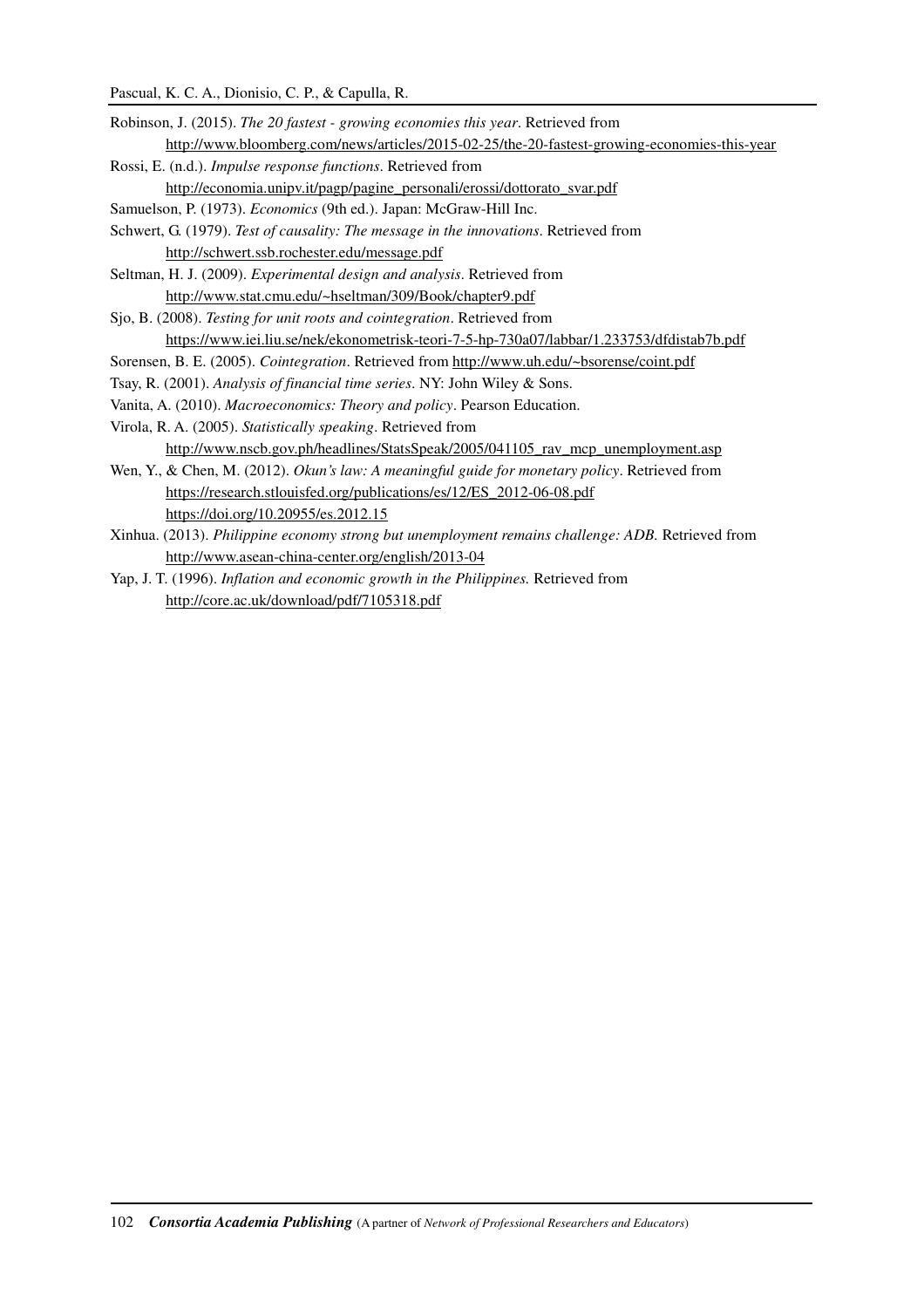Robinson, J. (2015). *The 20 fastest - growing economies this year*. Retrieved from http://www.bloomberg.com/news/articles/2015-02-25/the-20-fastest-growing-economies-this-year

Rossi, E. (n.d.). *Impulse response functions*. Retrieved from http://economia.unipv.it/pagp/pagine_personali/erossi/dottorato_svar.pdf

Samuelson, P. (1973). *Economics* (9th ed.). Japan: McGraw-Hill Inc.

Schwert, G. (1979). *Test of causality: The message in the innovations*. Retrieved from http://schwert.ssb.rochester.edu/message.pdf

Seltman, H. J. (2009). *Experimental design and analysis*. Retrieved from http://www.stat.cmu.edu/~hseltman/309/Book/chapter9.pdf

Sjo, B. (2008). *Testing for unit roots and cointegration*. Retrieved from https://www.iei.liu.se/nek/ekonometrisk-teori-7-5-hp-730a07/labbar/1.233753/dfdistab7b.pdf

Sorensen, B. E. (2005). *Cointegration*. Retrieved from http://www.uh.edu/~bsorense/coint.pdf

Tsay, R. (2001). *Analysis of financial time series*. NY: John Wiley & Sons.

Vanita, A. (2010). *Macroeconomics: Theory and policy*. Pearson Education.

Virola, R. A. (2005). *Statistically speaking*. Retrieved from http://www.nscb.gov.ph/headlines/StatsSpeak/2005/041105_rav_mcp_unemployment.asp

Wen, Y., & Chen, M. (2012). *Okun's law: A meaningful guide for monetary policy*. Retrieved from https://research.stlouisfed.org/publications/es/12/ES_2012-06-08.pdf https://doi.org/10.20955/es.2012.15

Xinhua. (2013). *Philippine economy strong but unemployment remains challenge: ADB*. Retrieved from http://www.asean-china-center.org/english/2013-04

Yap, J. T. (1996). *Inflation and economic growth in the Philippines.* Retrieved from http://core.ac.uk/download/pdf/7105318.pdf